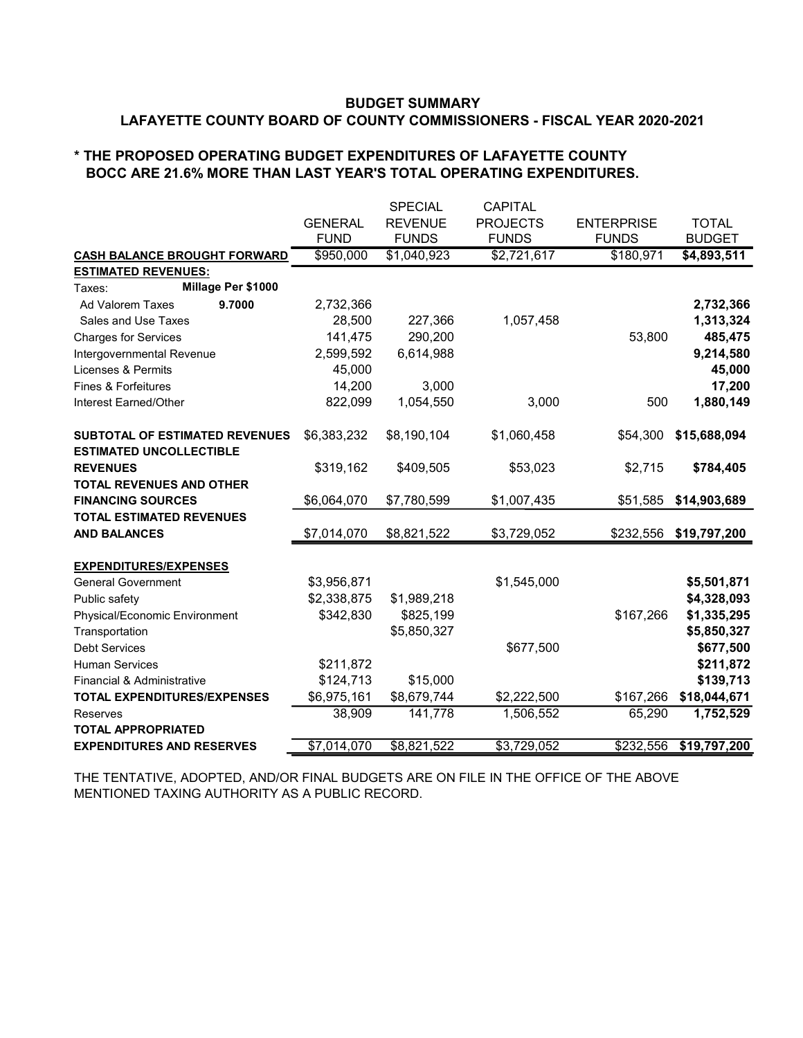## BUDGET SUMMARY

## LAFAYETTE COUNTY BOARD OF COUNTY COMMISSIONERS - FISCAL YEAR 2020-2021

**\* THE PROPOSED OPERATING BUDGET EXPENDITURES OF LAFAYETTE COUNTY BOCC ARE 21.6% MORE THAN LAST YEAR'S TOTAL OPERATING EXPENDITURES.**

| | | GENERAL FUND | SPECIAL REVENUE FUNDS | CAPITAL PROJECTS FUNDS | ENTERPRISE FUNDS | TOTAL BUDGET |
|---|---|---|---|---|---|---|
| **CASH BALANCE BROUGHT FORWARD** | | $950,000 | $1,040,923 | $2,721,617 | $180,971 | **$4,893,511** |
| **ESTIMATED REVENUES:** | | | | | | |
| Taxes: | **Millage Per $1000** | | | | | |
| Ad Valorem Taxes | **9.7000** | 2,732,366 | | | | **2,732,366** |
| Sales and Use Taxes | | 28,500 | 227,366 | 1,057,458 | | **1,313,324** |
| Charges for Services | | 141,475 | 290,200 | | 53,800 | **485,475** |
| Intergovernmental Revenue | | 2,599,592 | 6,614,988 | | | **9,214,580** |
| Licenses & Permits | | 45,000 | | | | **45,000** |
| Fines & Forfeitures | | 14,200 | 3,000 | | | **17,200** |
| Interest Earned/Other | | 822,099 | 1,054,550 | 3,000 | 500 | **1,880,149** |
| **SUBTOTAL OF ESTIMATED REVENUES** | | $6,383,232 | $8,190,104 | $1,060,458 | $54,300 | **$15,688,094** |
| **ESTIMATED UNCOLLECTIBLE REVENUES** | | $319,162 | $409,505 | $53,023 | $2,715 | **$784,405** |
| **TOTAL REVENUES AND OTHER FINANCING SOURCES** | | $6,064,070 | $7,780,599 | $1,007,435 | $51,585 | **$14,903,689** |
| **TOTAL ESTIMATED REVENUES AND BALANCES** | | $7,014,070 | $8,821,522 | $3,729,052 | $232,556 | **$19,797,200** |
| **EXPENDITURES/EXPENSES** | | | | | | |
| General Government | | $3,956,871 | | $1,545,000 | | **$5,501,871** |
| Public safety | | $2,338,875 | $1,989,218 | | | **$4,328,093** |
| Physical/Economic Environment | | $342,830 | $825,199 | | $167,266 | **$1,335,295** |
| Transportation | | | $5,850,327 | | | **$5,850,327** |
| Debt Services | | | | $677,500 | | **$677,500** |
| Human Services | | $211,872 | | | | **$211,872** |
| Financial & Administrative | | $124,713 | $15,000 | | | **$139,713** |
| **TOTAL EXPENDITURES/EXPENSES** | | $6,975,161 | $8,679,744 | $2,222,500 | $167,266 | **$18,044,671** |
| Reserves | | 38,909 | 141,778 | 1,506,552 | 65,290 | **1,752,529** |
| **TOTAL APPROPRIATED EXPENDITURES AND RESERVES** | | $7,014,070 | $8,821,522 | $3,729,052 | $232,556 | **$19,797,200** |

THE TENTATIVE, ADOPTED, AND/OR FINAL BUDGETS ARE ON FILE IN THE OFFICE OF THE ABOVE MENTIONED TAXING AUTHORITY AS A PUBLIC RECORD.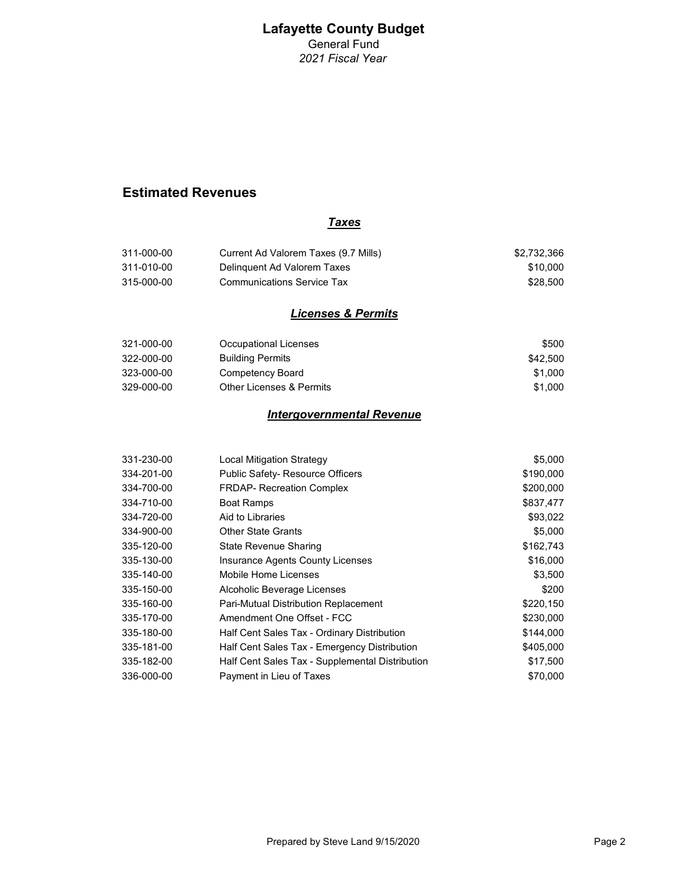# Lafayette County Budget

General Fund

*2021 Fiscal Year*

## Estimated Revenues

### ***Taxes***

| | | |
|---|---|---|
| 311-000-00 | Current Ad Valorem Taxes (9.7 Mills) | $2,732,366 |
| 311-010-00 | Delinquent Ad Valorem Taxes | $10,000 |
| 315-000-00 | Communications Service Tax | $28,500 |

### ***Licenses & Permits***

| | | |
|---|---|---|
| 321-000-00 | Occupational Licenses | $500 |
| 322-000-00 | Building Permits | $42,500 |
| 323-000-00 | Competency Board | $1,000 |
| 329-000-00 | Other Licenses & Permits | $1,000 |

### ***Intergovernmental Revenue***

| | | |
|---|---|---|
| 331-230-00 | Local Mitigation Strategy | $5,000 |
| 334-201-00 | Public Safety- Resource Officers | $190,000 |
| 334-700-00 | FRDAP- Recreation Complex | $200,000 |
| 334-710-00 | Boat Ramps | $837,477 |
| 334-720-00 | Aid to Libraries | $93,022 |
| 334-900-00 | Other State Grants | $5,000 |
| 335-120-00 | State Revenue Sharing | $162,743 |
| 335-130-00 | Insurance Agents County Licenses | $16,000 |
| 335-140-00 | Mobile Home Licenses | $3,500 |
| 335-150-00 | Alcoholic Beverage Licenses | $200 |
| 335-160-00 | Pari-Mutual Distribution Replacement | $220,150 |
| 335-170-00 | Amendment One Offset - FCC | $230,000 |
| 335-180-00 | Half Cent Sales Tax - Ordinary Distribution | $144,000 |
| 335-181-00 | Half Cent Sales Tax - Emergency Distribution | $405,000 |
| 335-182-00 | Half Cent Sales Tax - Supplemental Distribution | $17,500 |
| 336-000-00 | Payment in Lieu of Taxes | $70,000 |

Prepared by Steve Land 9/15/2020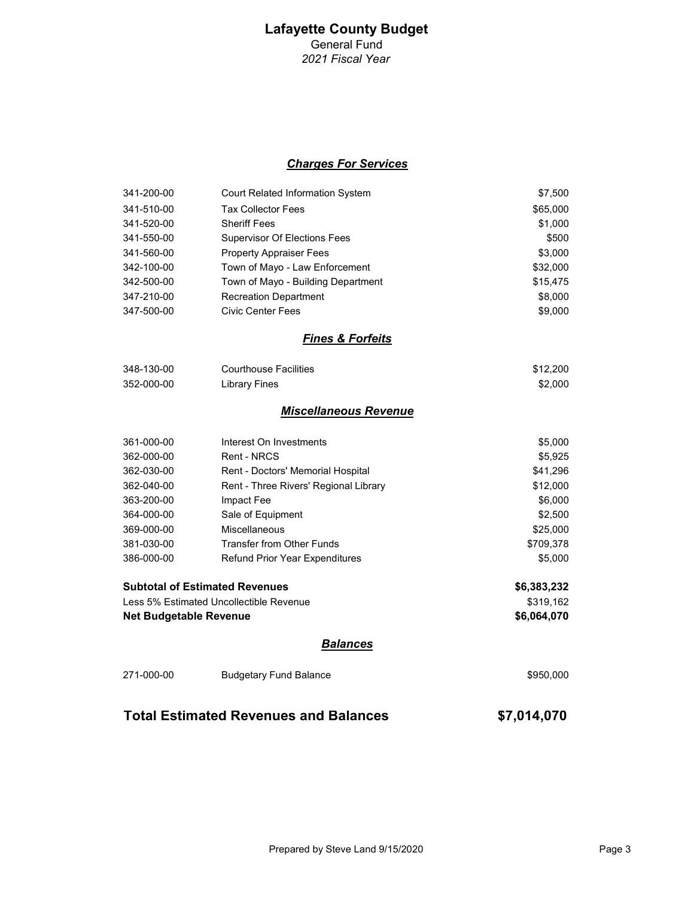# Lafayette County Budget

General Fund

*2021 Fiscal Year*

### ***Charges For Services***

| | | |
|---|---|---|
| 341-200-00 | Court Related Information System | $7,500 |
| 341-510-00 | Tax Collector Fees | $65,000 |
| 341-520-00 | Sheriff Fees | $1,000 |
| 341-550-00 | Supervisor Of Elections Fees | $500 |
| 341-560-00 | Property Appraiser Fees | $3,000 |
| 342-100-00 | Town of Mayo - Law Enforcement | $32,000 |
| 342-500-00 | Town of Mayo - Building Department | $15,475 |
| 347-210-00 | Recreation Department | $8,000 |
| 347-500-00 | Civic Center Fees | $9,000 |

### ***Fines & Forfeits***

| | | |
|---|---|---|
| 348-130-00 | Courthouse Facilities | $12,200 |
| 352-000-00 | Library Fines | $2,000 |

### ***Miscellaneous Revenue***

| | | |
|---|---|---|
| 361-000-00 | Interest On Investments | $5,000 |
| 362-000-00 | Rent - NRCS | $5,925 |
| 362-030-00 | Rent - Doctors' Memorial Hospital | $41,296 |
| 362-040-00 | Rent - Three Rivers' Regional Library | $12,000 |
| 363-200-00 | Impact Fee | $6,000 |
| 364-000-00 | Sale of Equipment | $2,500 |
| 369-000-00 | Miscellaneous | $25,000 |
| 381-030-00 | Transfer from Other Funds | $709,378 |
| 386-000-00 | Refund Prior Year Expenditures | $5,000 |

| | |
|---|---|
| **Subtotal of Estimated Revenues** | **$6,383,232** |
| Less 5% Estimated Uncollectible Revenue | $319,162 |
| **Net Budgetable Revenue** | **$6,064,070** |

### ***Balances***

| | | |
|---|---|---|
| 271-000-00 | Budgetary Fund Balance | $950,000 |

**Total Estimated Revenues and Balances — $7,014,070**

Prepared by Steve Land 9/15/2020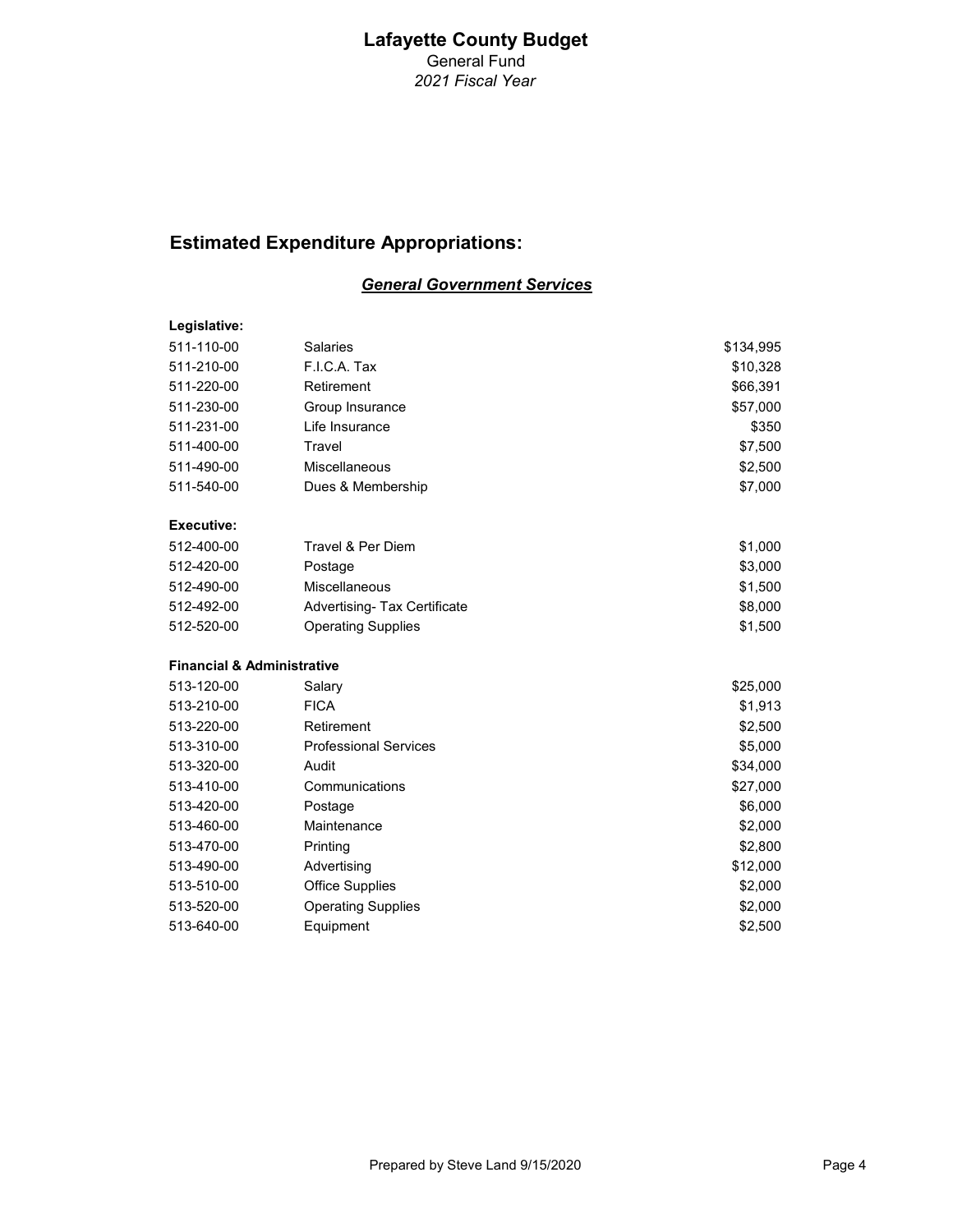# Lafayette County Budget

General Fund

*2021 Fiscal Year*

## Estimated Expenditure Appropriations:

### ***General Government Services***

**Legislative:**

| | | |
|---|---|---|
| 511-110-00 | Salaries | $134,995 |
| 511-210-00 | F.I.C.A. Tax | $10,328 |
| 511-220-00 | Retirement | $66,391 |
| 511-230-00 | Group Insurance | $57,000 |
| 511-231-00 | Life Insurance | $350 |
| 511-400-00 | Travel | $7,500 |
| 511-490-00 | Miscellaneous | $2,500 |
| 511-540-00 | Dues & Membership | $7,000 |

**Executive:**

| | | |
|---|---|---|
| 512-400-00 | Travel & Per Diem | $1,000 |
| 512-420-00 | Postage | $3,000 |
| 512-490-00 | Miscellaneous | $1,500 |
| 512-492-00 | Advertising- Tax Certificate | $8,000 |
| 512-520-00 | Operating Supplies | $1,500 |

**Financial & Administrative**

| | | |
|---|---|---|
| 513-120-00 | Salary | $25,000 |
| 513-210-00 | FICA | $1,913 |
| 513-220-00 | Retirement | $2,500 |
| 513-310-00 | Professional Services | $5,000 |
| 513-320-00 | Audit | $34,000 |
| 513-410-00 | Communications | $27,000 |
| 513-420-00 | Postage | $6,000 |
| 513-460-00 | Maintenance | $2,000 |
| 513-470-00 | Printing | $2,800 |
| 513-490-00 | Advertising | $12,000 |
| 513-510-00 | Office Supplies | $2,000 |
| 513-520-00 | Operating Supplies | $2,000 |
| 513-640-00 | Equipment | $2,500 |

Prepared by Steve Land 9/15/2020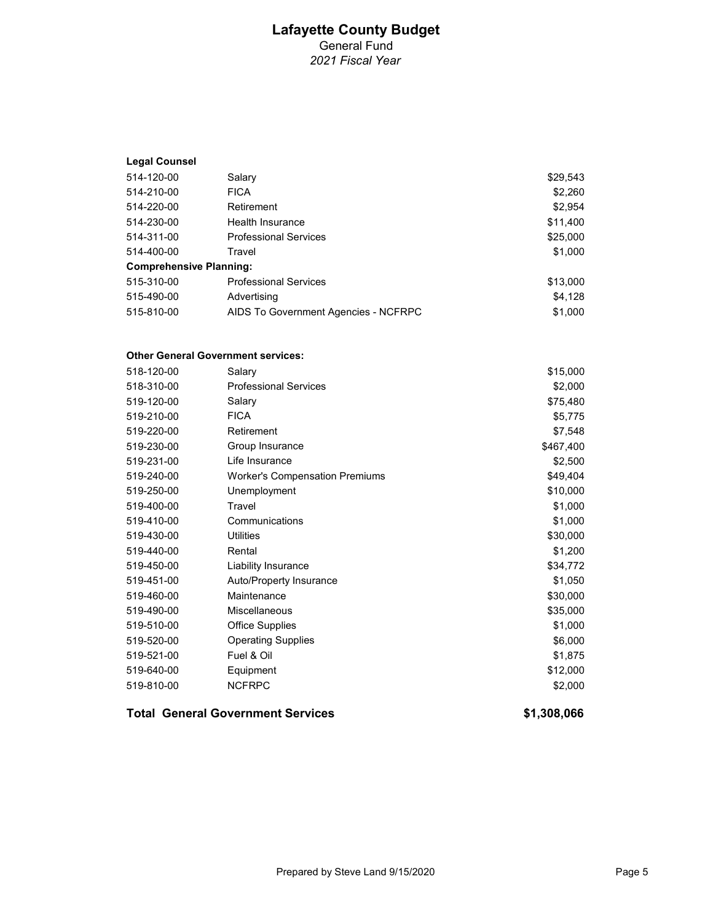# Lafayette County Budget

General Fund

*2021 Fiscal Year*

| | | |
|---|---|---|
| **Legal Counsel** | | |
| 514-120-00 | Salary | $29,543 |
| 514-210-00 | FICA | $2,260 |
| 514-220-00 | Retirement | $2,954 |
| 514-230-00 | Health Insurance | $11,400 |
| 514-311-00 | Professional Services | $25,000 |
| 514-400-00 | Travel | $1,000 |
| **Comprehensive Planning:** | | |
| 515-310-00 | Professional Services | $13,000 |
| 515-490-00 | Advertising | $4,128 |
| 515-810-00 | AIDS To Government Agencies - NCFRPC | $1,000 |
| | | |
| **Other General Government services:** | | |
| 518-120-00 | Salary | $15,000 |
| 518-310-00 | Professional Services | $2,000 |
| 519-120-00 | Salary | $75,480 |
| 519-210-00 | FICA | $5,775 |
| 519-220-00 | Retirement | $7,548 |
| 519-230-00 | Group Insurance | $467,400 |
| 519-231-00 | Life Insurance | $2,500 |
| 519-240-00 | Worker's Compensation Premiums | $49,404 |
| 519-250-00 | Unemployment | $10,000 |
| 519-400-00 | Travel | $1,000 |
| 519-410-00 | Communications | $1,000 |
| 519-430-00 | Utilities | $30,000 |
| 519-440-00 | Rental | $1,200 |
| 519-450-00 | Liability Insurance | $34,772 |
| 519-451-00 | Auto/Property Insurance | $1,050 |
| 519-460-00 | Maintenance | $30,000 |
| 519-490-00 | Miscellaneous | $35,000 |
| 519-510-00 | Office Supplies | $1,000 |
| 519-520-00 | Operating Supplies | $6,000 |
| 519-521-00 | Fuel & Oil | $1,875 |
| 519-640-00 | Equipment | $12,000 |
| 519-810-00 | NCFRPC | $2,000 |
| | | |
| **Total General Government Services** | | **$1,308,066** |

Prepared by Steve Land 9/15/2020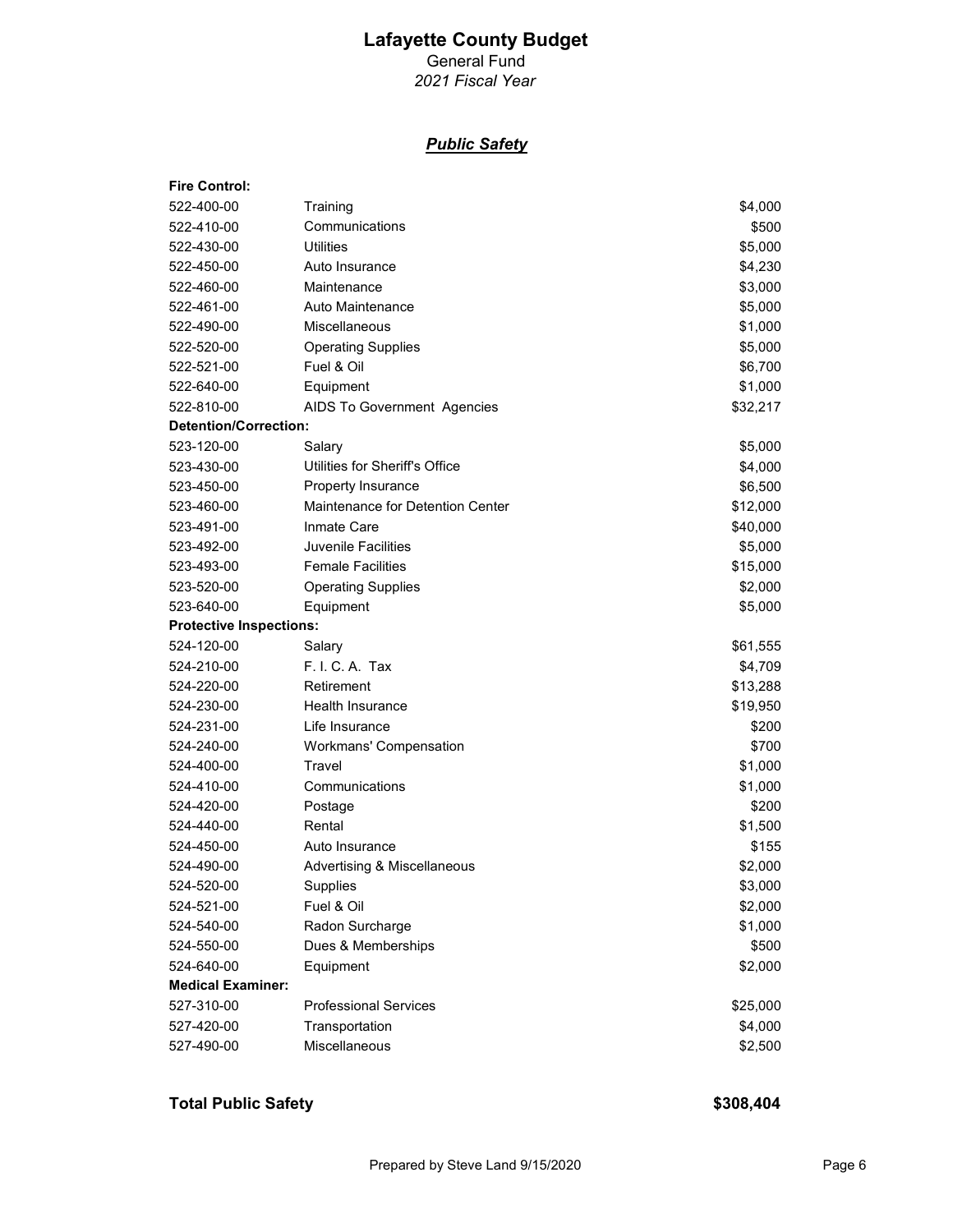# Lafayette County Budget

General Fund

*2021 Fiscal Year*

## ***Public Safety***

| Account | Description | Amount |
|---|---|---|
| **Fire Control:** | | |
| 522-400-00 | Training | $4,000 |
| 522-410-00 | Communications | $500 |
| 522-430-00 | Utilities | $5,000 |
| 522-450-00 | Auto Insurance | $4,230 |
| 522-460-00 | Maintenance | $3,000 |
| 522-461-00 | Auto Maintenance | $5,000 |
| 522-490-00 | Miscellaneous | $1,000 |
| 522-520-00 | Operating Supplies | $5,000 |
| 522-521-00 | Fuel & Oil | $6,700 |
| 522-640-00 | Equipment | $1,000 |
| 522-810-00 | AIDS To Government Agencies | $32,217 |
| **Detention/Correction:** | | |
| 523-120-00 | Salary | $5,000 |
| 523-430-00 | Utilities for Sheriff's Office | $4,000 |
| 523-450-00 | Property Insurance | $6,500 |
| 523-460-00 | Maintenance for Detention Center | $12,000 |
| 523-491-00 | Inmate Care | $40,000 |
| 523-492-00 | Juvenile Facilities | $5,000 |
| 523-493-00 | Female Facilities | $15,000 |
| 523-520-00 | Operating Supplies | $2,000 |
| 523-640-00 | Equipment | $5,000 |
| **Protective Inspections:** | | |
| 524-120-00 | Salary | $61,555 |
| 524-210-00 | F. I. C. A. Tax | $4,709 |
| 524-220-00 | Retirement | $13,288 |
| 524-230-00 | Health Insurance | $19,950 |
| 524-231-00 | Life Insurance | $200 |
| 524-240-00 | Workmans' Compensation | $700 |
| 524-400-00 | Travel | $1,000 |
| 524-410-00 | Communications | $1,000 |
| 524-420-00 | Postage | $200 |
| 524-440-00 | Rental | $1,500 |
| 524-450-00 | Auto Insurance | $155 |
| 524-490-00 | Advertising & Miscellaneous | $2,000 |
| 524-520-00 | Supplies | $3,000 |
| 524-521-00 | Fuel & Oil | $2,000 |
| 524-540-00 | Radon Surcharge | $1,000 |
| 524-550-00 | Dues & Memberships | $500 |
| 524-640-00 | Equipment | $2,000 |
| **Medical Examiner:** | | |
| 527-310-00 | Professional Services | $25,000 |
| 527-420-00 | Transportation | $4,000 |
| 527-490-00 | Miscellaneous | $2,500 |

**Total Public Safety** **$308,404**

Prepared by Steve Land 9/15/2020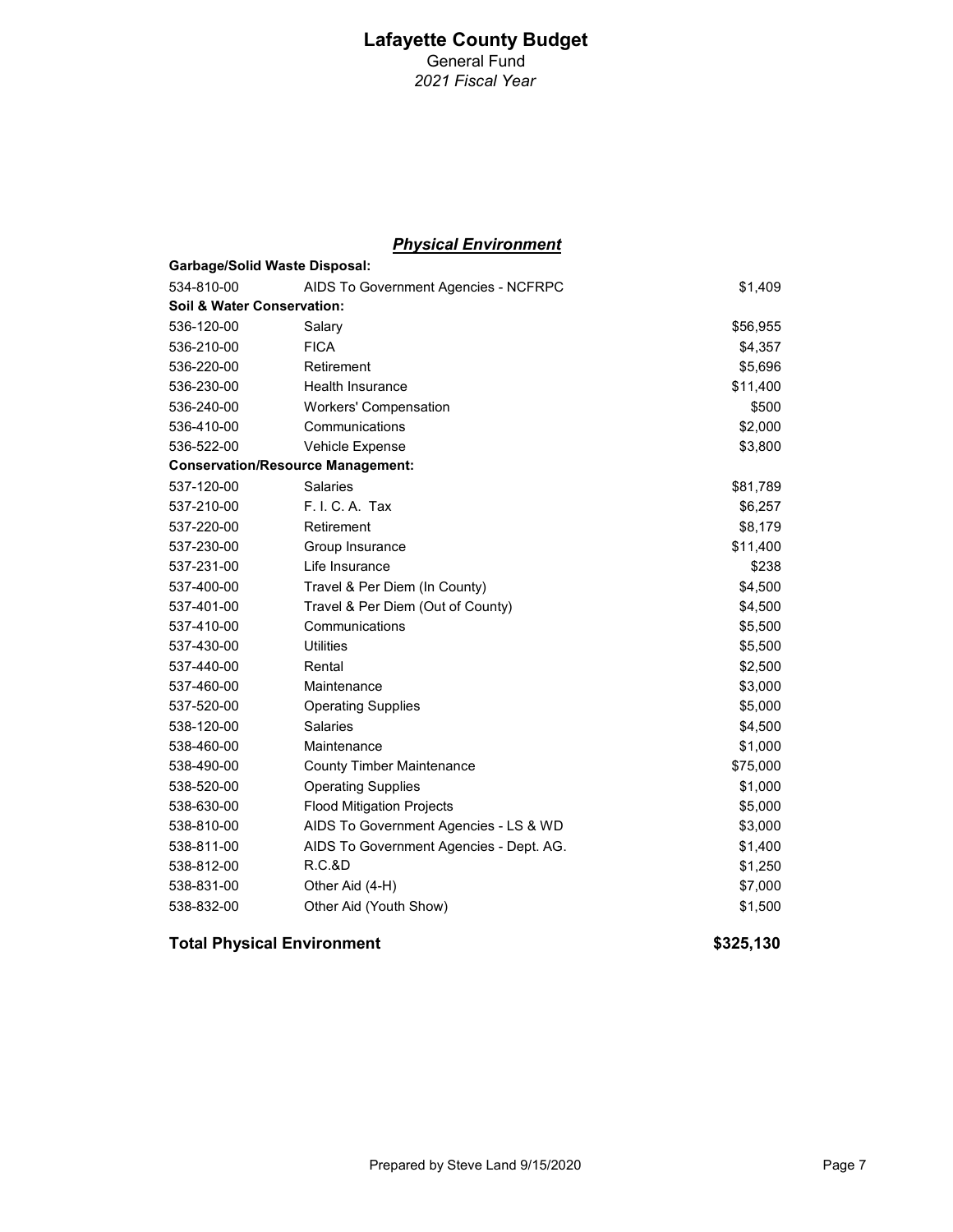# Lafayette County Budget

General Fund

*2021 Fiscal Year*

## ***Physical Environment***

| | | |
|---|---|---|
| **Garbage/Solid Waste Disposal:** | | |
| 534-810-00 | AIDS To Government Agencies - NCFRPC | $1,409 |
| **Soil & Water Conservation:** | | |
| 536-120-00 | Salary | $56,955 |
| 536-210-00 | FICA | $4,357 |
| 536-220-00 | Retirement | $5,696 |
| 536-230-00 | Health Insurance | $11,400 |
| 536-240-00 | Workers' Compensation | $500 |
| 536-410-00 | Communications | $2,000 |
| 536-522-00 | Vehicle Expense | $3,800 |
| **Conservation/Resource Management:** | | |
| 537-120-00 | Salaries | $81,789 |
| 537-210-00 | F. I. C. A. Tax | $6,257 |
| 537-220-00 | Retirement | $8,179 |
| 537-230-00 | Group Insurance | $11,400 |
| 537-231-00 | Life Insurance | $238 |
| 537-400-00 | Travel & Per Diem (In County) | $4,500 |
| 537-401-00 | Travel & Per Diem (Out of County) | $4,500 |
| 537-410-00 | Communications | $5,500 |
| 537-430-00 | Utilities | $5,500 |
| 537-440-00 | Rental | $2,500 |
| 537-460-00 | Maintenance | $3,000 |
| 537-520-00 | Operating Supplies | $5,000 |
| 538-120-00 | Salaries | $4,500 |
| 538-460-00 | Maintenance | $1,000 |
| 538-490-00 | County Timber Maintenance | $75,000 |
| 538-520-00 | Operating Supplies | $1,000 |
| 538-630-00 | Flood Mitigation Projects | $5,000 |
| 538-810-00 | AIDS To Government Agencies - LS & WD | $3,000 |
| 538-811-00 | AIDS To Government Agencies - Dept. AG. | $1,400 |
| 538-812-00 | R.C.&D | $1,250 |
| 538-831-00 | Other Aid (4-H) | $7,000 |
| 538-832-00 | Other Aid (Youth Show) | $1,500 |
| **Total Physical Environment** | | **$325,130** |

Prepared by Steve Land 9/15/2020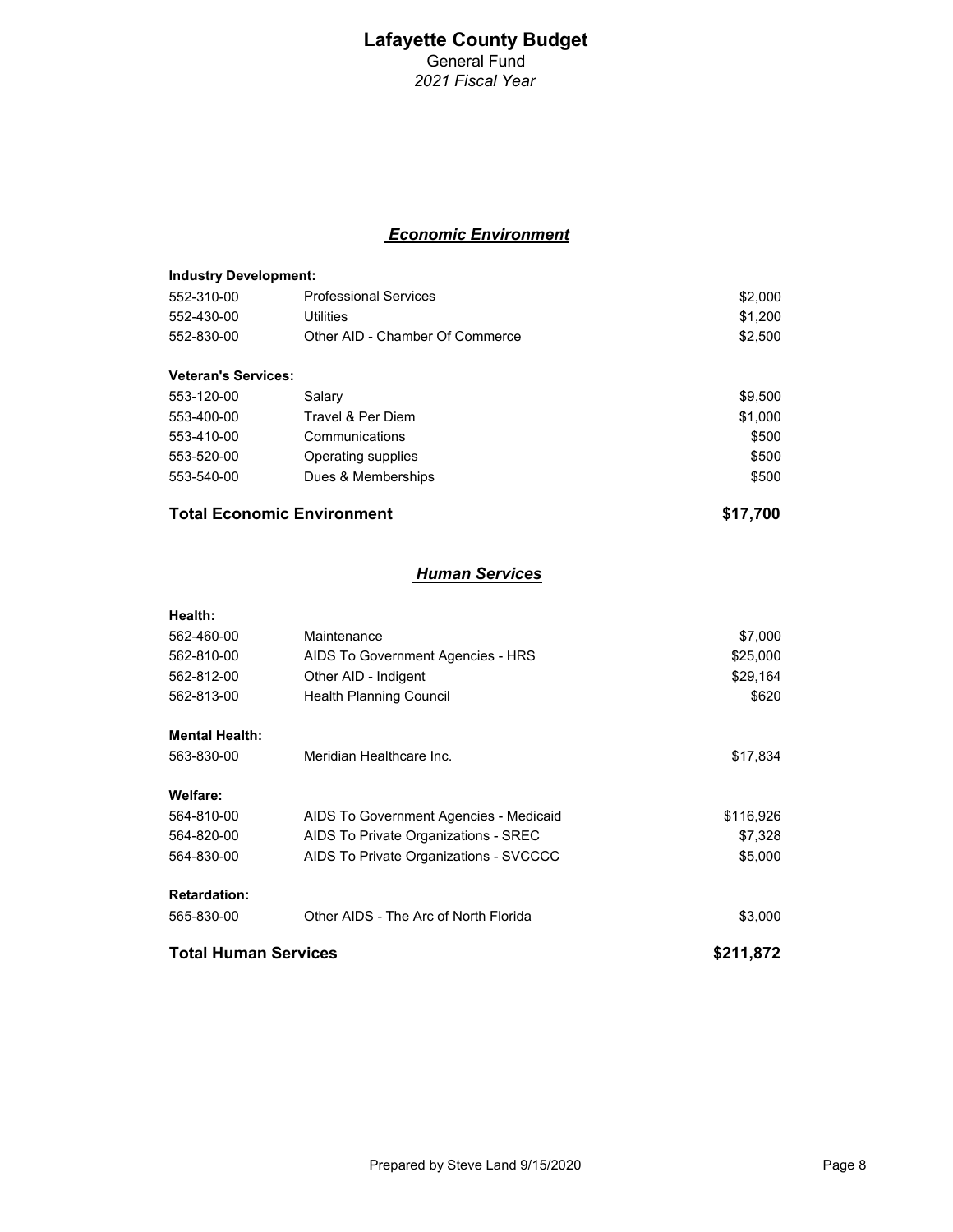# Lafayette County Budget

General Fund

*2021 Fiscal Year*

## ***Economic Environment***

| | | |
|---|---|---|
| **Industry Development:** | | |
| 552-310-00 | Professional Services | $2,000 |
| 552-430-00 | Utilities | $1,200 |
| 552-830-00 | Other AID - Chamber Of Commerce | $2,500 |
| **Veteran's Services:** | | |
| 553-120-00 | Salary | $9,500 |
| 553-400-00 | Travel & Per Diem | $1,000 |
| 553-410-00 | Communications | $500 |
| 553-520-00 | Operating supplies | $500 |
| 553-540-00 | Dues & Memberships | $500 |
| **Total Economic Environment** | | **$17,700** |

## ***Human Services***

| | | |
|---|---|---|
| **Health:** | | |
| 562-460-00 | Maintenance | $7,000 |
| 562-810-00 | AIDS To Government Agencies - HRS | $25,000 |
| 562-812-00 | Other AID - Indigent | $29,164 |
| 562-813-00 | Health Planning Council | $620 |
| **Mental Health:** | | |
| 563-830-00 | Meridian Healthcare Inc. | $17,834 |
| **Welfare:** | | |
| 564-810-00 | AIDS To Government Agencies - Medicaid | $116,926 |
| 564-820-00 | AIDS To Private Organizations - SREC | $7,328 |
| 564-830-00 | AIDS To Private Organizations - SVCCCC | $5,000 |
| **Retardation:** | | |
| 565-830-00 | Other AIDS - The Arc of North Florida | $3,000 |
| **Total Human Services** | | **$211,872** |

Prepared by Steve Land 9/15/2020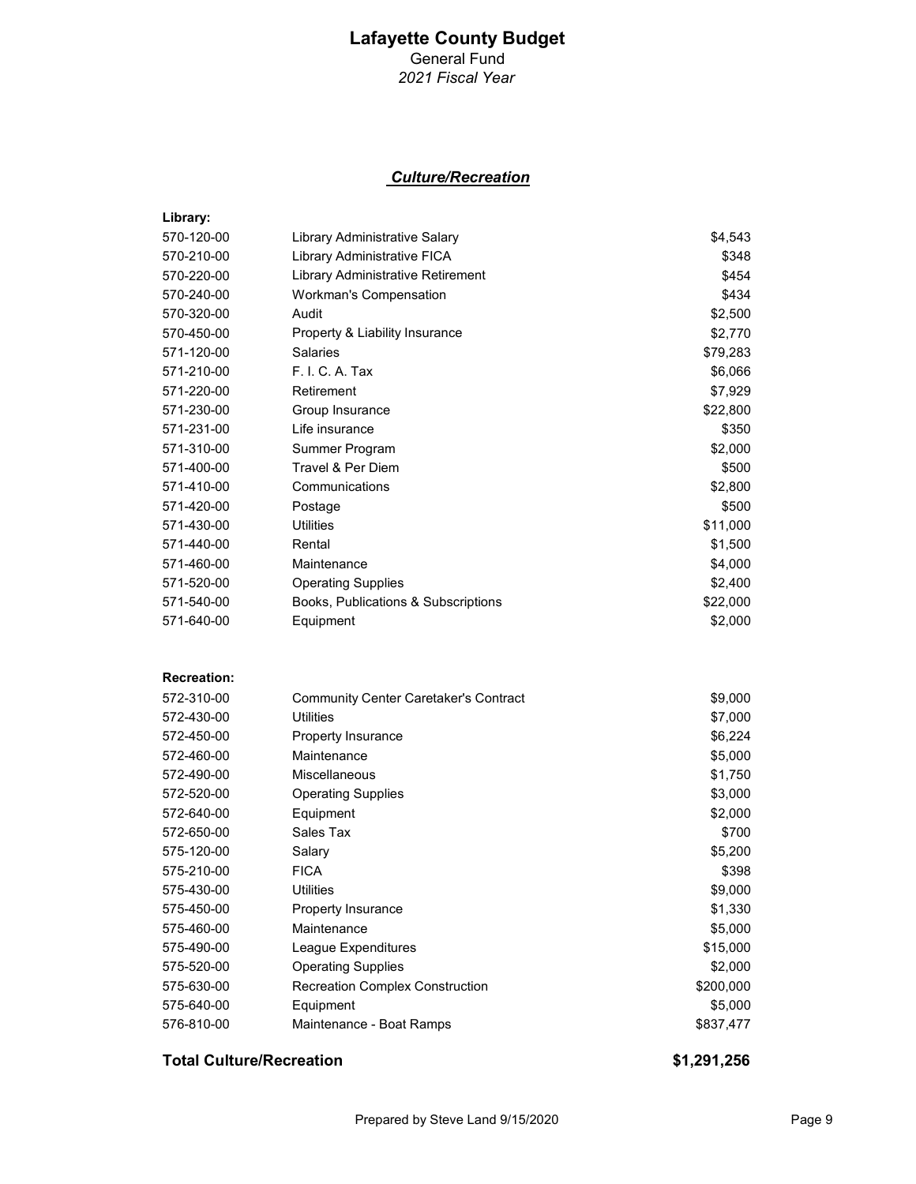# Lafayette County Budget

General Fund

*2021 Fiscal Year*

## ***Culture/Recreation***

**Library:**

| | | |
|---|---|---|
| 570-120-00 | Library Administrative Salary | $4,543 |
| 570-210-00 | Library Administrative FICA | $348 |
| 570-220-00 | Library Administrative Retirement | $454 |
| 570-240-00 | Workman's Compensation | $434 |
| 570-320-00 | Audit | $2,500 |
| 570-450-00 | Property & Liability Insurance | $2,770 |
| 571-120-00 | Salaries | $79,283 |
| 571-210-00 | F. I. C. A. Tax | $6,066 |
| 571-220-00 | Retirement | $7,929 |
| 571-230-00 | Group Insurance | $22,800 |
| 571-231-00 | Life insurance | $350 |
| 571-310-00 | Summer Program | $2,000 |
| 571-400-00 | Travel & Per Diem | $500 |
| 571-410-00 | Communications | $2,800 |
| 571-420-00 | Postage | $500 |
| 571-430-00 | Utilities | $11,000 |
| 571-440-00 | Rental | $1,500 |
| 571-460-00 | Maintenance | $4,000 |
| 571-520-00 | Operating Supplies | $2,400 |
| 571-540-00 | Books, Publications & Subscriptions | $22,000 |
| 571-640-00 | Equipment | $2,000 |

**Recreation:**

| | | |
|---|---|---|
| 572-310-00 | Community Center Caretaker's Contract | $9,000 |
| 572-430-00 | Utilities | $7,000 |
| 572-450-00 | Property Insurance | $6,224 |
| 572-460-00 | Maintenance | $5,000 |
| 572-490-00 | Miscellaneous | $1,750 |
| 572-520-00 | Operating Supplies | $3,000 |
| 572-640-00 | Equipment | $2,000 |
| 572-650-00 | Sales Tax | $700 |
| 575-120-00 | Salary | $5,200 |
| 575-210-00 | FICA | $398 |
| 575-430-00 | Utilities | $9,000 |
| 575-450-00 | Property Insurance | $1,330 |
| 575-460-00 | Maintenance | $5,000 |
| 575-490-00 | League Expenditures | $15,000 |
| 575-520-00 | Operating Supplies | $2,000 |
| 575-630-00 | Recreation Complex Construction | $200,000 |
| 575-640-00 | Equipment | $5,000 |
| 576-810-00 | Maintenance - Boat Ramps | $837,477 |

**Total Culture/Recreation** **$1,291,256**

Prepared by Steve Land 9/15/2020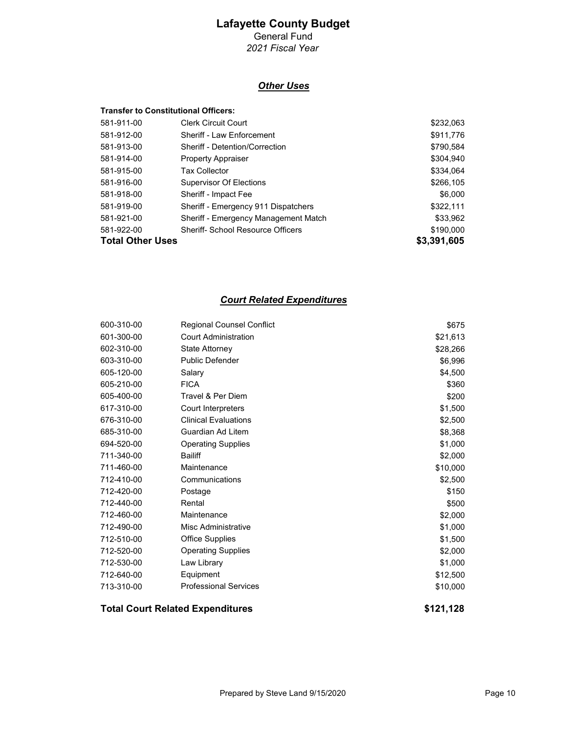# Lafayette County Budget

General Fund

*2021 Fiscal Year*

## ***Other Uses***

**Transfer to Constitutional Officers:**

| | | |
|---|---|---|
| 581-911-00 | Clerk Circuit Court | $232,063 |
| 581-912-00 | Sheriff - Law Enforcement | $911,776 |
| 581-913-00 | Sheriff - Detention/Correction | $790,584 |
| 581-914-00 | Property Appraiser | $304,940 |
| 581-915-00 | Tax Collector | $334,064 |
| 581-916-00 | Supervisor Of Elections | $266,105 |
| 581-918-00 | Sheriff - Impact Fee | $6,000 |
| 581-919-00 | Sheriff - Emergency 911 Dispatchers | $322,111 |
| 581-921-00 | Sheriff - Emergency Management Match | $33,962 |
| 581-922-00 | Sheriff- School Resource Officers | $190,000 |
| **Total Other Uses** | | **$3,391,605** |

## ***Court Related Expenditures***

| | | |
|---|---|---|
| 600-310-00 | Regional Counsel Conflict | $675 |
| 601-300-00 | Court Administration | $21,613 |
| 602-310-00 | State Attorney | $28,266 |
| 603-310-00 | Public Defender | $6,996 |
| 605-120-00 | Salary | $4,500 |
| 605-210-00 | FICA | $360 |
| 605-400-00 | Travel & Per Diem | $200 |
| 617-310-00 | Court Interpreters | $1,500 |
| 676-310-00 | Clinical Evaluations | $2,500 |
| 685-310-00 | Guardian Ad Litem | $8,368 |
| 694-520-00 | Operating Supplies | $1,000 |
| 711-340-00 | Bailiff | $2,000 |
| 711-460-00 | Maintenance | $10,000 |
| 712-410-00 | Communications | $2,500 |
| 712-420-00 | Postage | $150 |
| 712-440-00 | Rental | $500 |
| 712-460-00 | Maintenance | $2,000 |
| 712-490-00 | Misc Administrative | $1,000 |
| 712-510-00 | Office Supplies | $1,500 |
| 712-520-00 | Operating Supplies | $2,000 |
| 712-530-00 | Law Library | $1,000 |
| 712-640-00 | Equipment | $12,500 |
| 713-310-00 | Professional Services | $10,000 |
| **Total Court Related Expenditures** | | **$121,128** |

Prepared by Steve Land 9/15/2020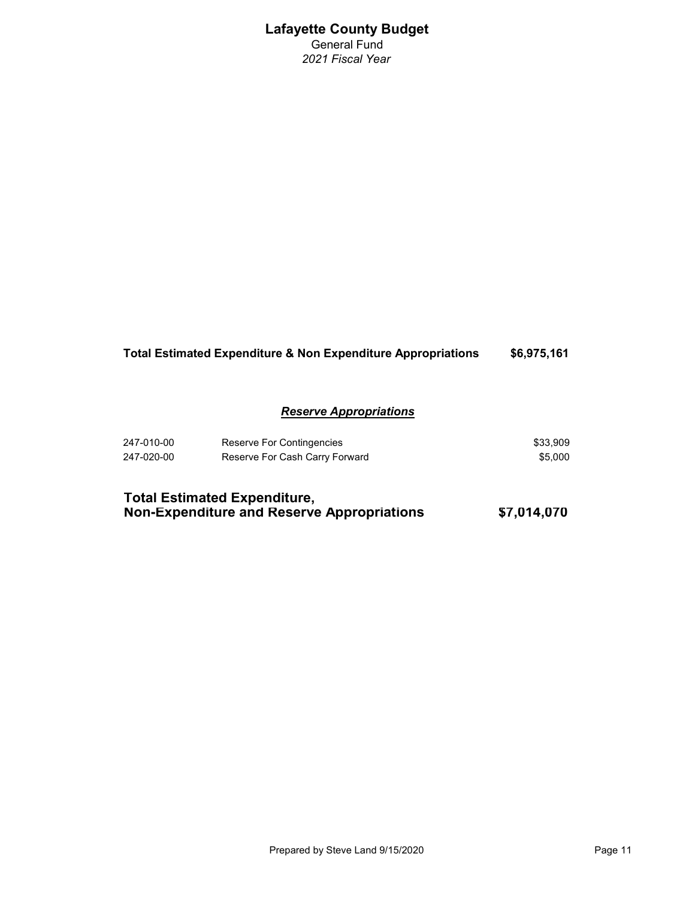# Lafayette County Budget

General Fund

*2021 Fiscal Year*

**Total Estimated Expenditure & Non Expenditure Appropriations** **$6,975,161**

### ***Reserve Appropriations***

| | | |
|---|---|---|
| 247-010-00 | Reserve For Contingencies | $33,909 |
| 247-020-00 | Reserve For Cash Carry Forward | $5,000 |

**Total Estimated Expenditure,**
**Non-Expenditure and Reserve Appropriations** **$7,014,070**

Prepared by Steve Land 9/15/2020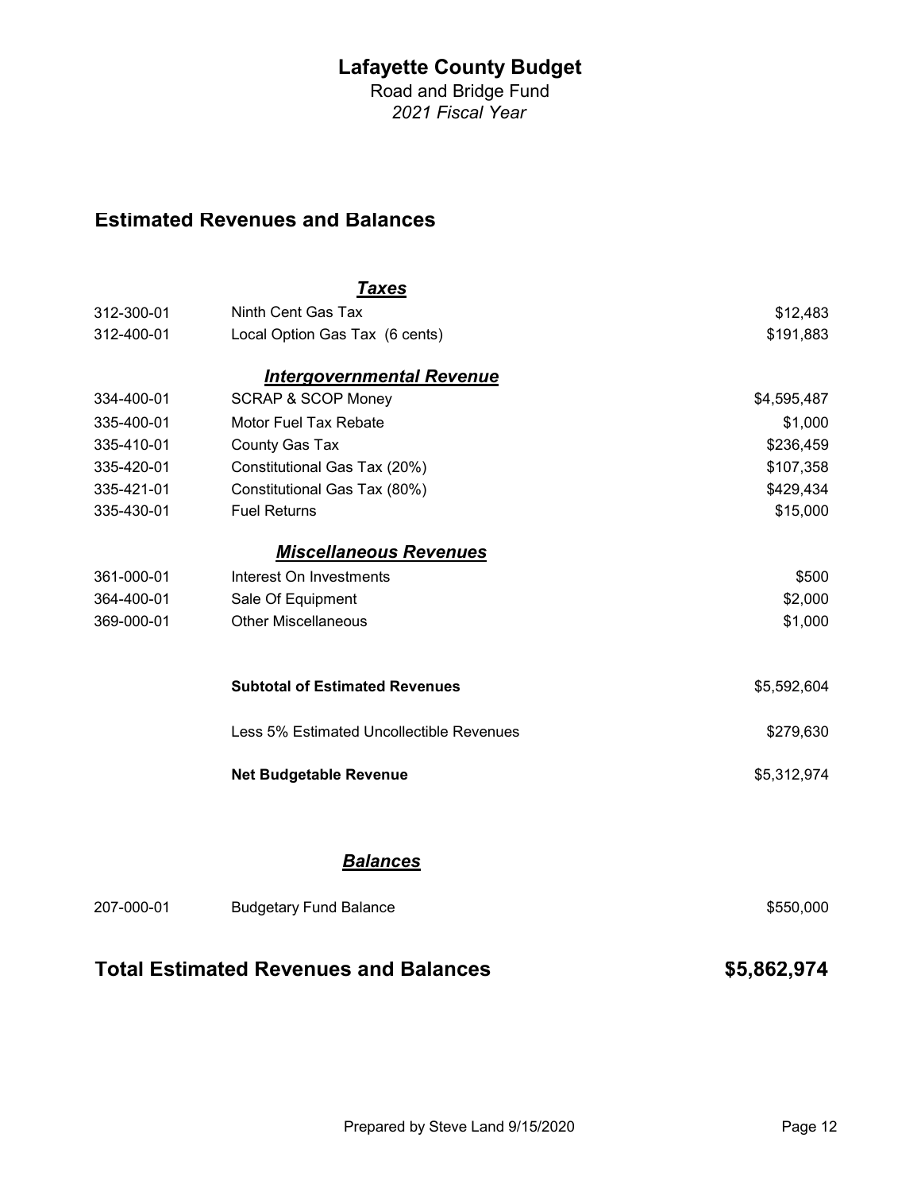# Lafayette County Budget

Road and Bridge Fund

*2021 Fiscal Year*

## Estimated Revenues and Balances

| Account | Description | Amount |
|---|---|---|
| | ***Taxes*** | |
| 312-300-01 | Ninth Cent Gas Tax | $12,483 |
| 312-400-01 | Local Option Gas Tax (6 cents) | $191,883 |
| | ***Intergovernmental Revenue*** | |
| 334-400-01 | SCRAP & SCOP Money | $4,595,487 |
| 335-400-01 | Motor Fuel Tax Rebate | $1,000 |
| 335-410-01 | County Gas Tax | $236,459 |
| 335-420-01 | Constitutional Gas Tax (20%) | $107,358 |
| 335-421-01 | Constitutional Gas Tax (80%) | $429,434 |
| 335-430-01 | Fuel Returns | $15,000 |
| | ***Miscellaneous Revenues*** | |
| 361-000-01 | Interest On Investments | $500 |
| 364-400-01 | Sale Of Equipment | $2,000 |
| 369-000-01 | Other Miscellaneous | $1,000 |
| | **Subtotal of Estimated Revenues** | $5,592,604 |
| | Less 5% Estimated Uncollectible Revenues | $279,630 |
| | **Net Budgetable Revenue** | $5,312,974 |
| | ***Balances*** | |
| 207-000-01 | Budgetary Fund Balance | $550,000 |

## Total Estimated Revenues and Balances **$5,862,974**

Prepared by Steve Land 9/15/2020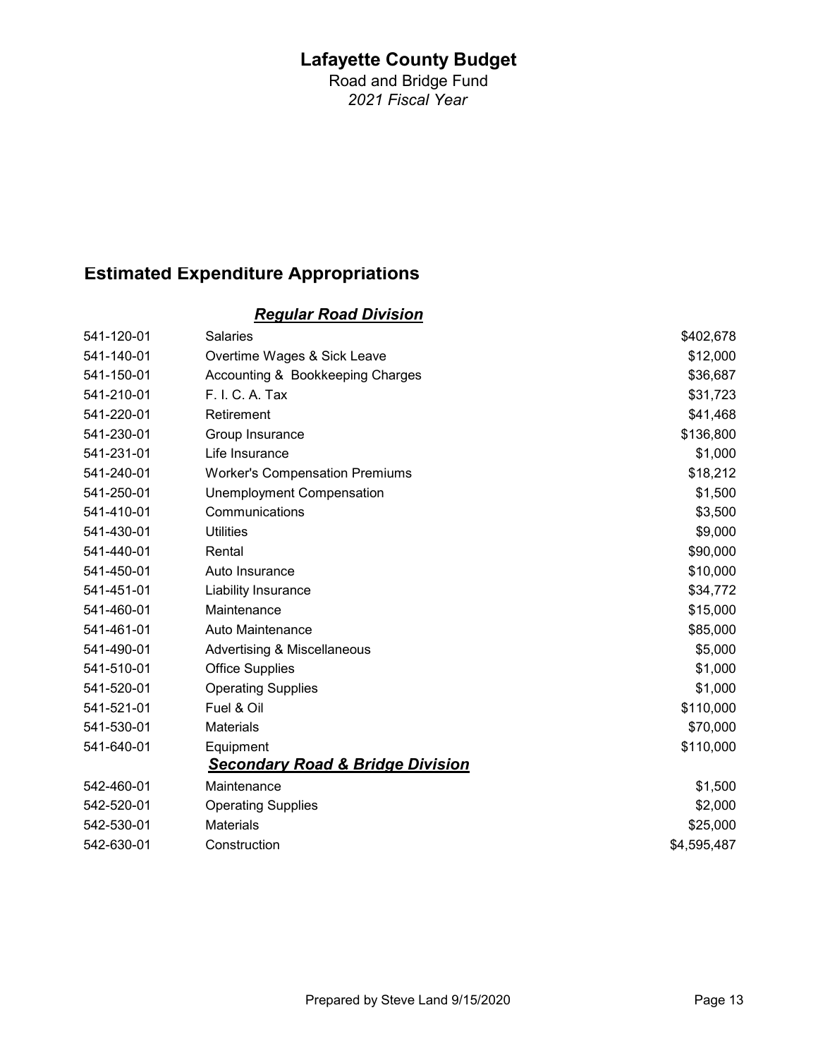# Lafayette County Budget

Road and Bridge Fund

*2021 Fiscal Year*

## Estimated Expenditure Appropriations

| | ***Regular Road Division*** | |
|---|---|---|
| 541-120-01 | Salaries | \$402,678 |
| 541-140-01 | Overtime Wages & Sick Leave | \$12,000 |
| 541-150-01 | Accounting & Bookkeeping Charges | \$36,687 |
| 541-210-01 | F. I. C. A. Tax | \$31,723 |
| 541-220-01 | Retirement | \$41,468 |
| 541-230-01 | Group Insurance | \$136,800 |
| 541-231-01 | Life Insurance | \$1,000 |
| 541-240-01 | Worker's Compensation Premiums | \$18,212 |
| 541-250-01 | Unemployment Compensation | \$1,500 |
| 541-410-01 | Communications | \$3,500 |
| 541-430-01 | Utilities | \$9,000 |
| 541-440-01 | Rental | \$90,000 |
| 541-450-01 | Auto Insurance | \$10,000 |
| 541-451-01 | Liability Insurance | \$34,772 |
| 541-460-01 | Maintenance | \$15,000 |
| 541-461-01 | Auto Maintenance | \$85,000 |
| 541-490-01 | Advertising & Miscellaneous | \$5,000 |
| 541-510-01 | Office Supplies | \$1,000 |
| 541-520-01 | Operating Supplies | \$1,000 |
| 541-521-01 | Fuel & Oil | \$110,000 |
| 541-530-01 | Materials | \$70,000 |
| 541-640-01 | Equipment | \$110,000 |
| | ***Secondary Road & Bridge Division*** | |
| 542-460-01 | Maintenance | \$1,500 |
| 542-520-01 | Operating Supplies | \$2,000 |
| 542-530-01 | Materials | \$25,000 |
| 542-630-01 | Construction | \$4,595,487 |

Prepared by Steve Land 9/15/2020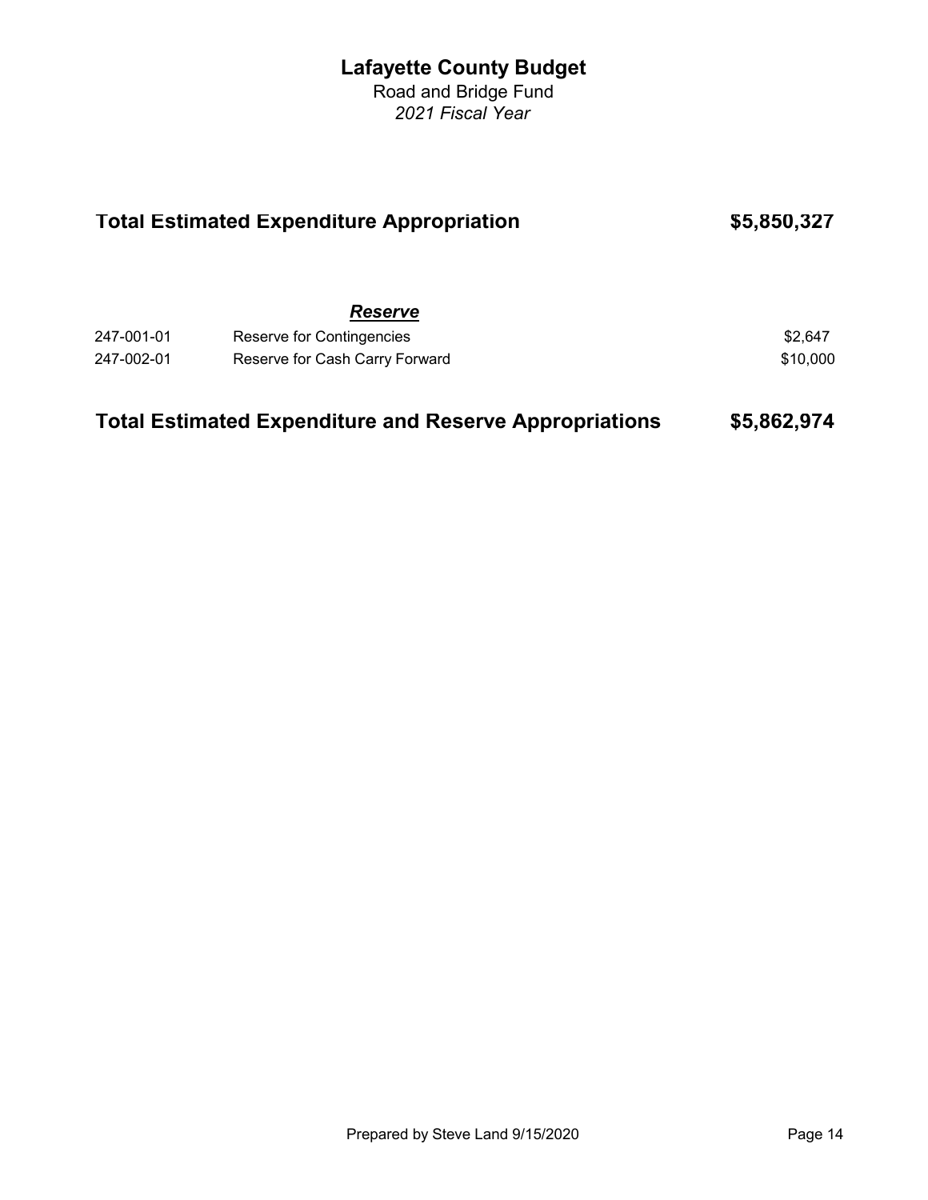# Lafayette County Budget

Road and Bridge Fund

*2021 Fiscal Year*

**Total Estimated Expenditure Appropriation** **$5,850,327**

***Reserve***

| | | |
|---|---|---|
| 247-001-01 | Reserve for Contingencies | $2,647 |
| 247-002-01 | Reserve for Cash Carry Forward | $10,000 |

**Total Estimated Expenditure and Reserve Appropriations** **$5,862,974**

Prepared by Steve Land 9/15/2020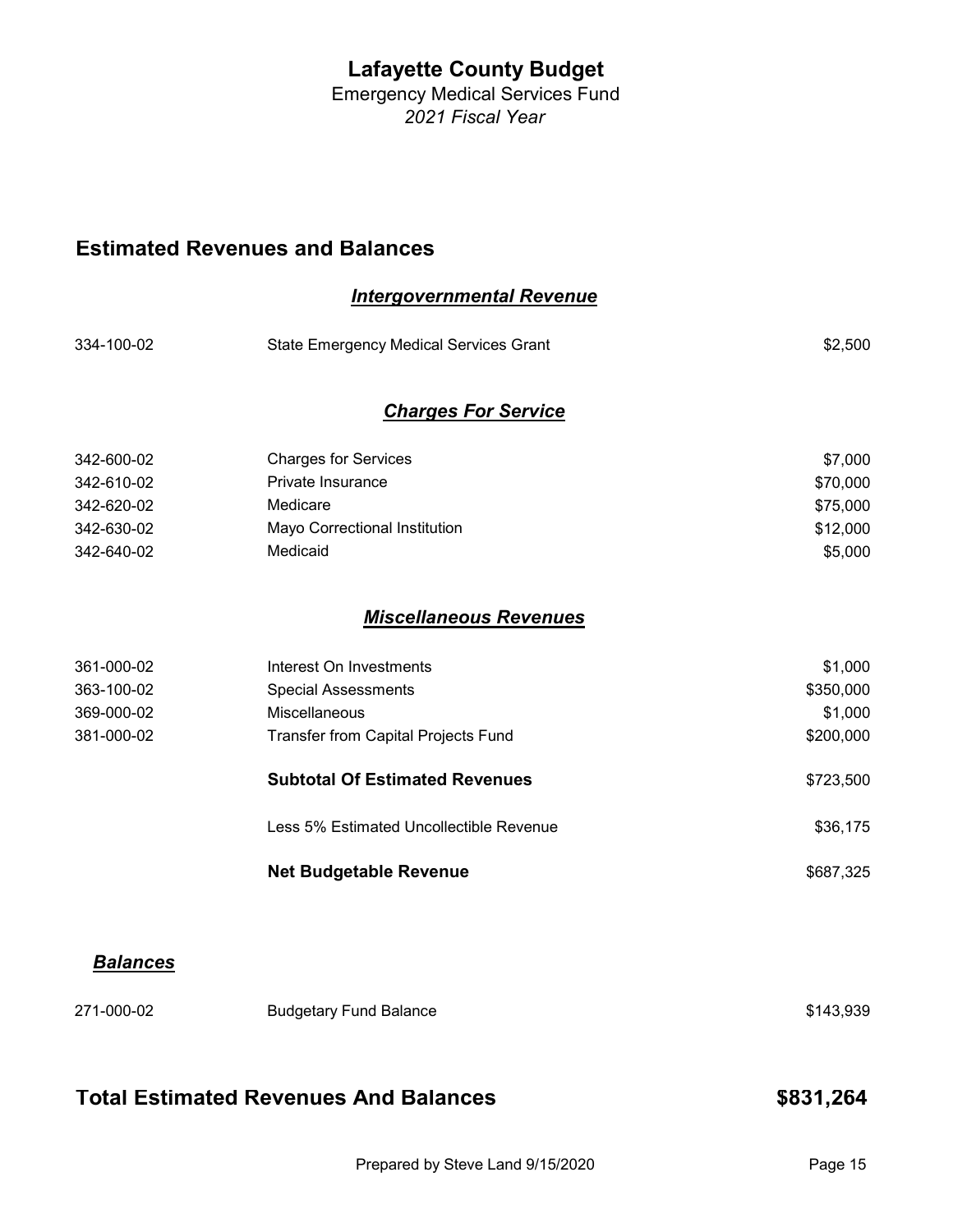# Lafayette County Budget

Emergency Medical Services Fund

*2021 Fiscal Year*

## Estimated Revenues and Balances

### *Intergovernmental Revenue*

| | | |
|---|---|---|
| 334-100-02 | State Emergency Medical Services Grant | $2,500 |

### *Charges For Service*

| | | |
|---|---|---|
| 342-600-02 | Charges for Services | $7,000 |
| 342-610-02 | Private Insurance | $70,000 |
| 342-620-02 | Medicare | $75,000 |
| 342-630-02 | Mayo Correctional Institution | $12,000 |
| 342-640-02 | Medicaid | $5,000 |

### *Miscellaneous Revenues*

| | | |
|---|---|---|
| 361-000-02 | Interest On Investments | $1,000 |
| 363-100-02 | Special Assessments | $350,000 |
| 369-000-02 | Miscellaneous | $1,000 |
| 381-000-02 | Transfer from Capital Projects Fund | $200,000 |
| | **Subtotal Of Estimated Revenues** | $723,500 |
| | Less 5% Estimated Uncollectible Revenue | $36,175 |
| | **Net Budgetable Revenue** | $687,325 |

### *Balances*

| | | |
|---|---|---|
| 271-000-02 | Budgetary Fund Balance | $143,939 |

## Total Estimated Revenues And Balances $831,264

Prepared by Steve Land 9/15/2020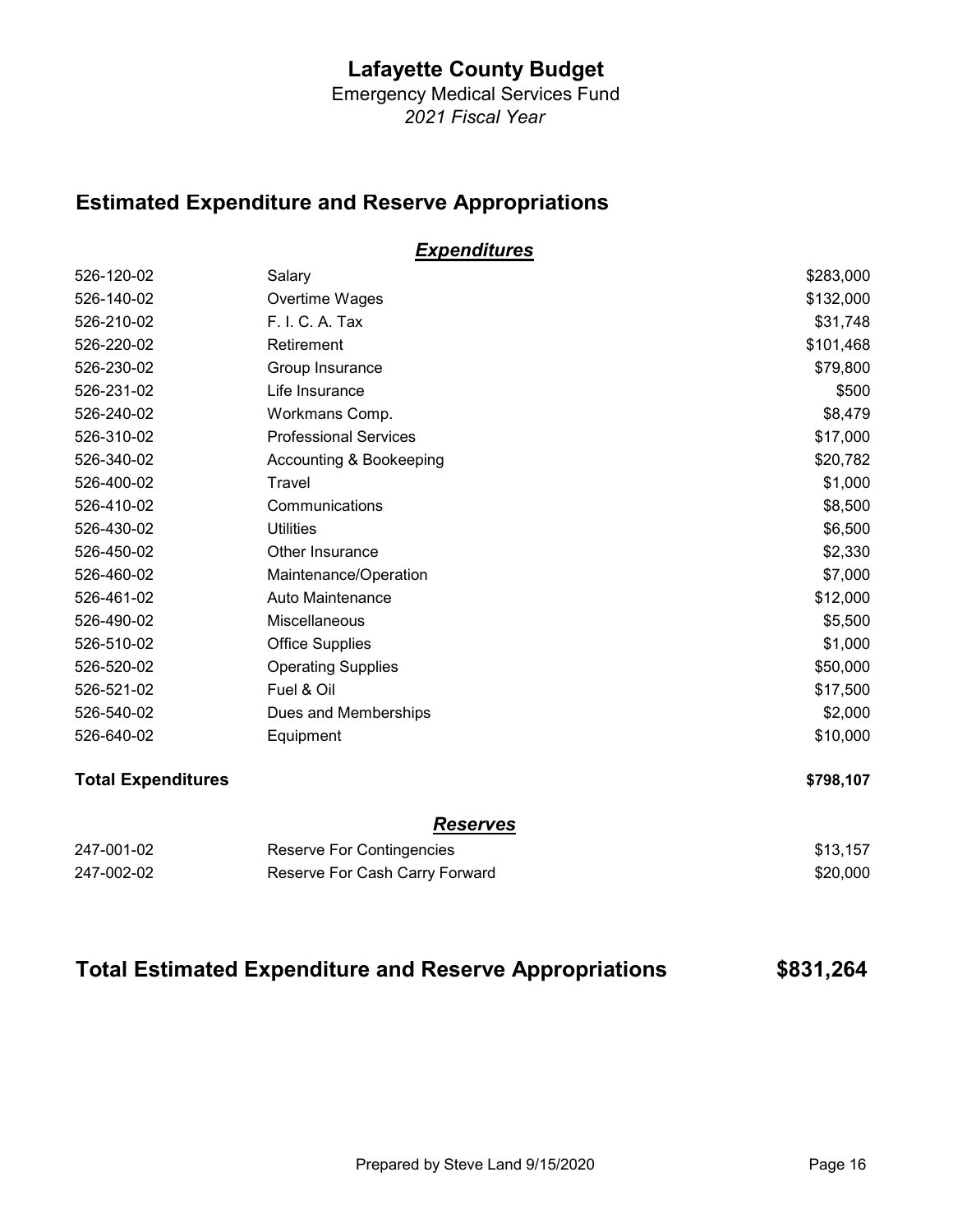# Lafayette County Budget

Emergency Medical Services Fund

*2021 Fiscal Year*

## Estimated Expenditure and Reserve Appropriations

### ***Expenditures***

| | | |
|---|---|---|
| 526-120-02 | Salary | $283,000 |
| 526-140-02 | Overtime Wages | $132,000 |
| 526-210-02 | F. I. C. A. Tax | $31,748 |
| 526-220-02 | Retirement | $101,468 |
| 526-230-02 | Group Insurance | $79,800 |
| 526-231-02 | Life Insurance | $500 |
| 526-240-02 | Workmans Comp. | $8,479 |
| 526-310-02 | Professional Services | $17,000 |
| 526-340-02 | Accounting & Bookeeping | $20,782 |
| 526-400-02 | Travel | $1,000 |
| 526-410-02 | Communications | $8,500 |
| 526-430-02 | Utilities | $6,500 |
| 526-450-02 | Other Insurance | $2,330 |
| 526-460-02 | Maintenance/Operation | $7,000 |
| 526-461-02 | Auto Maintenance | $12,000 |
| 526-490-02 | Miscellaneous | $5,500 |
| 526-510-02 | Office Supplies | $1,000 |
| 526-520-02 | Operating Supplies | $50,000 |
| 526-521-02 | Fuel & Oil | $17,500 |
| 526-540-02 | Dues and Memberships | $2,000 |
| 526-640-02 | Equipment | $10,000 |
| **Total Expenditures** | | **$798,107** |

### ***Reserves***

| | | |
|---|---|---|
| 247-001-02 | Reserve For Contingencies | $13,157 |
| 247-002-02 | Reserve For Cash Carry Forward | $20,000 |

## Total Estimated Expenditure and Reserve Appropriations $831,264

Prepared by Steve Land 9/15/2020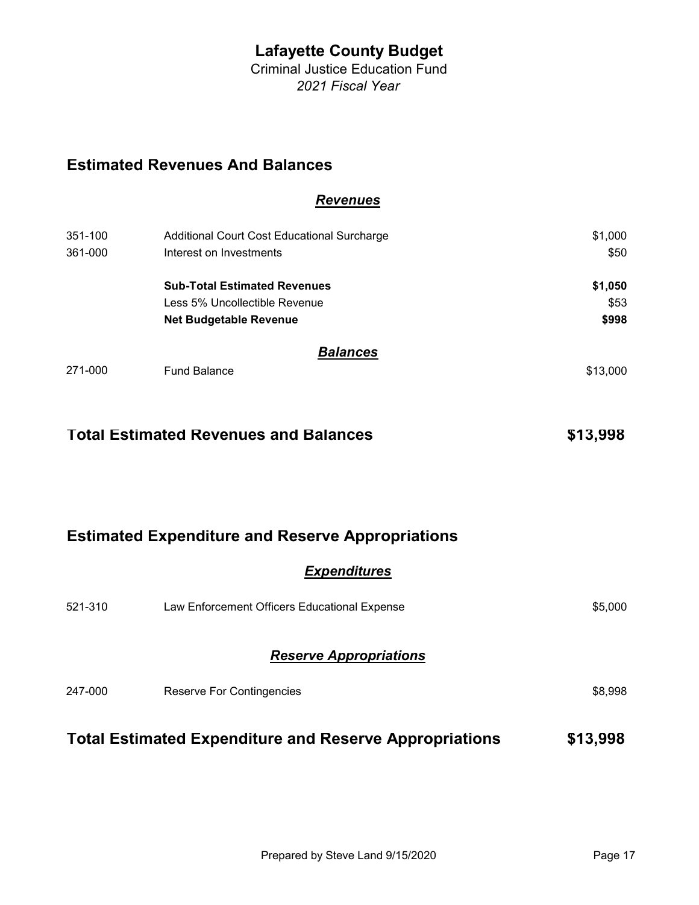# Lafayette County Budget

Criminal Justice Education Fund

*2021 Fiscal Year*

## Estimated Revenues And Balances

### *Revenues*

| | | |
|---|---|---|
| 351-100 | Additional Court Cost Educational Surcharge | $1,000 |
| 361-000 | Interest on Investments | $50 |
| | **Sub-Total Estimated Revenues** | **$1,050** |
| | Less 5% Uncollectible Revenue | $53 |
| | **Net Budgetable Revenue** | **$998** |

### *Balances*

| | | |
|---|---|---|
| 271-000 | Fund Balance | $13,000 |

**Total Estimated Revenues and Balances** **$13,998**

## Estimated Expenditure and Reserve Appropriations

### *Expenditures*

| | | |
|---|---|---|
| 521-310 | Law Enforcement Officers Educational Expense | $5,000 |

### *Reserve Appropriations*

| | | |
|---|---|---|
| 247-000 | Reserve For Contingencies | $8,998 |

**Total Estimated Expenditure and Reserve Appropriations** **$13,998**

Prepared by Steve Land 9/15/2020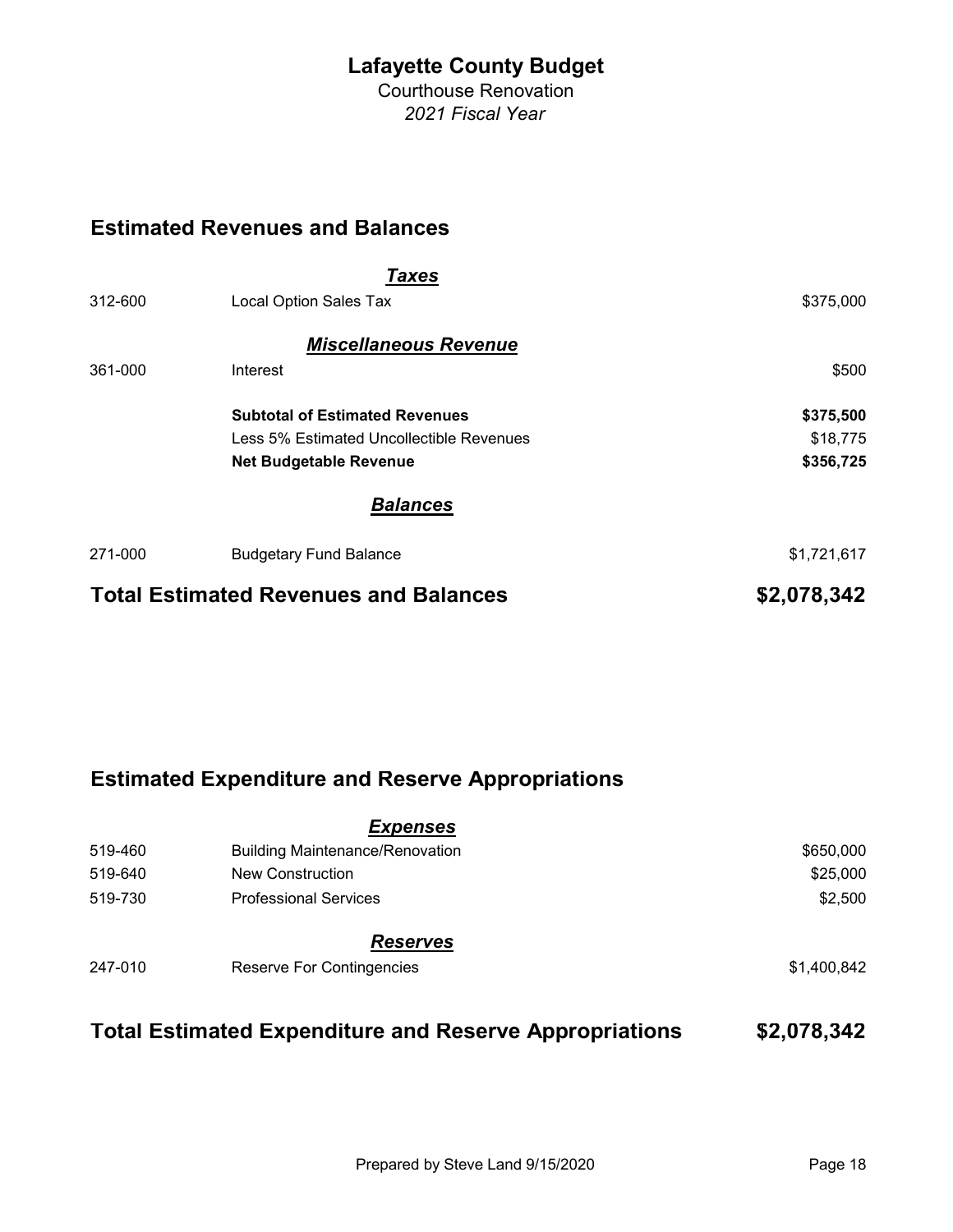# Lafayette County Budget

Courthouse Renovation

*2021 Fiscal Year*

## Estimated Revenues and Balances

| | | |
|---|---|---|
| | ***Taxes*** | |
| 312-600 | Local Option Sales Tax | $375,000 |
| | ***Miscellaneous Revenue*** | |
| 361-000 | Interest | $500 |
| | **Subtotal of Estimated Revenues** | **$375,500** |
| | Less 5% Estimated Uncollectible Revenues | $18,775 |
| | **Net Budgetable Revenue** | **$356,725** |
| | ***Balances*** | |
| 271-000 | Budgetary Fund Balance | $1,721,617 |
| | **Total Estimated Revenues and Balances** | **$2,078,342** |

## Estimated Expenditure and Reserve Appropriations

| | | |
|---|---|---|
| | ***Expenses*** | |
| 519-460 | Building Maintenance/Renovation | $650,000 |
| 519-640 | New Construction | $25,000 |
| 519-730 | Professional Services | $2,500 |
| | ***Reserves*** | |
| 247-010 | Reserve For Contingencies | $1,400,842 |
| | **Total Estimated Expenditure and Reserve Appropriations** | **$2,078,342** |

Prepared by Steve Land 9/15/2020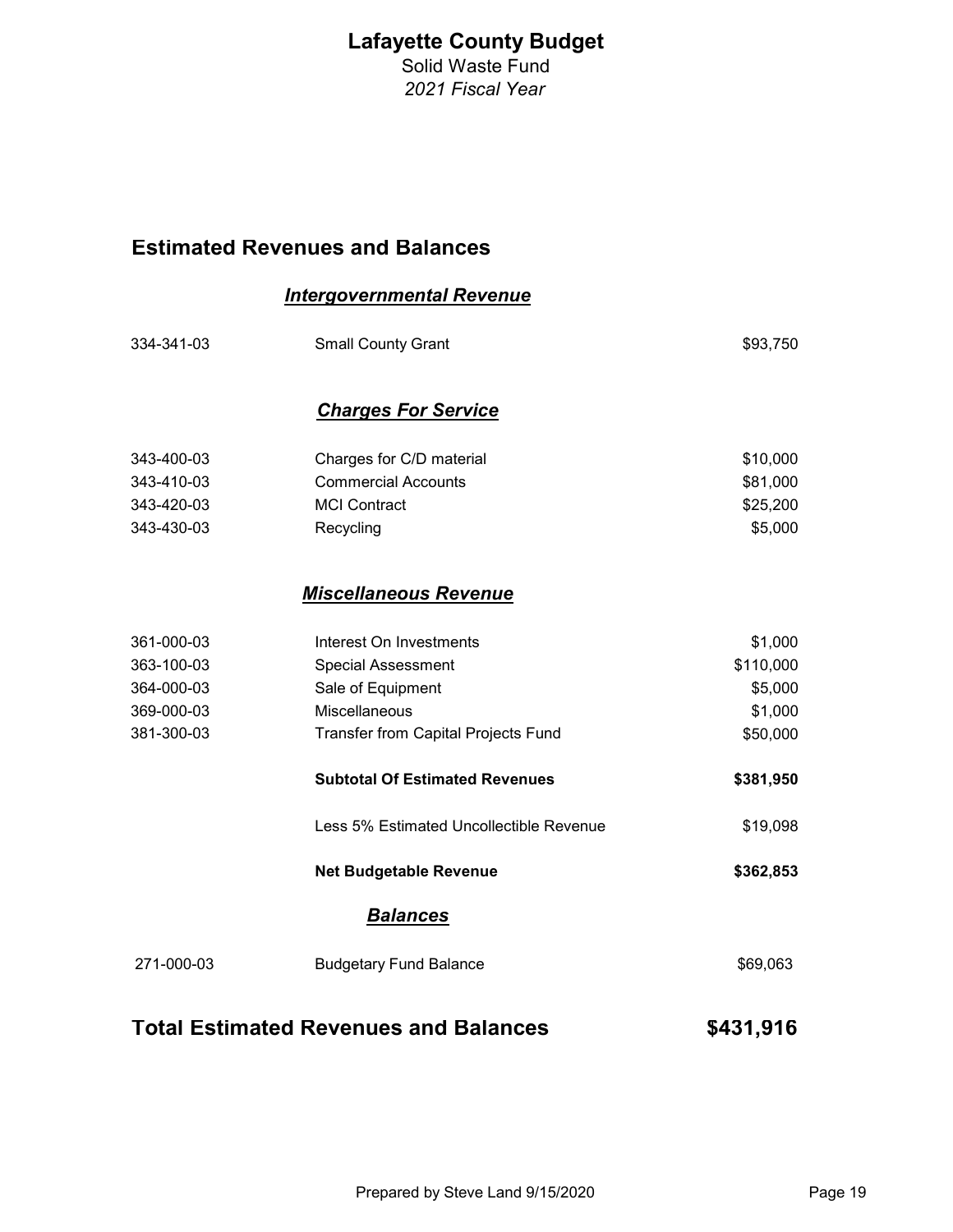# Lafayette County Budget

Solid Waste Fund

*2021 Fiscal Year*

## Estimated Revenues and Balances

### ***Intergovernmental Revenue***

| | | |
|---|---|---|
| 334-341-03 | Small County Grant | $93,750 |

### ***Charges For Service***

| | | |
|---|---|---|
| 343-400-03 | Charges for C/D material | $10,000 |
| 343-410-03 | Commercial Accounts | $81,000 |
| 343-420-03 | MCI Contract | $25,200 |
| 343-430-03 | Recycling | $5,000 |

### ***Miscellaneous Revenue***

| | | |
|---|---|---|
| 361-000-03 | Interest On Investments | $1,000 |
| 363-100-03 | Special Assessment | $110,000 |
| 364-000-03 | Sale of Equipment | $5,000 |
| 369-000-03 | Miscellaneous | $1,000 |
| 381-300-03 | Transfer from Capital Projects Fund | $50,000 |
| | **Subtotal Of Estimated Revenues** | **$381,950** |
| | Less 5% Estimated Uncollectible Revenue | $19,098 |
| | **Net Budgetable Revenue** | **$362,853** |

### ***Balances***

| | | |
|---|---|---|
| 271-000-03 | Budgetary Fund Balance | $69,063 |

## Total Estimated Revenues and Balances $431,916

Prepared by Steve Land 9/15/2020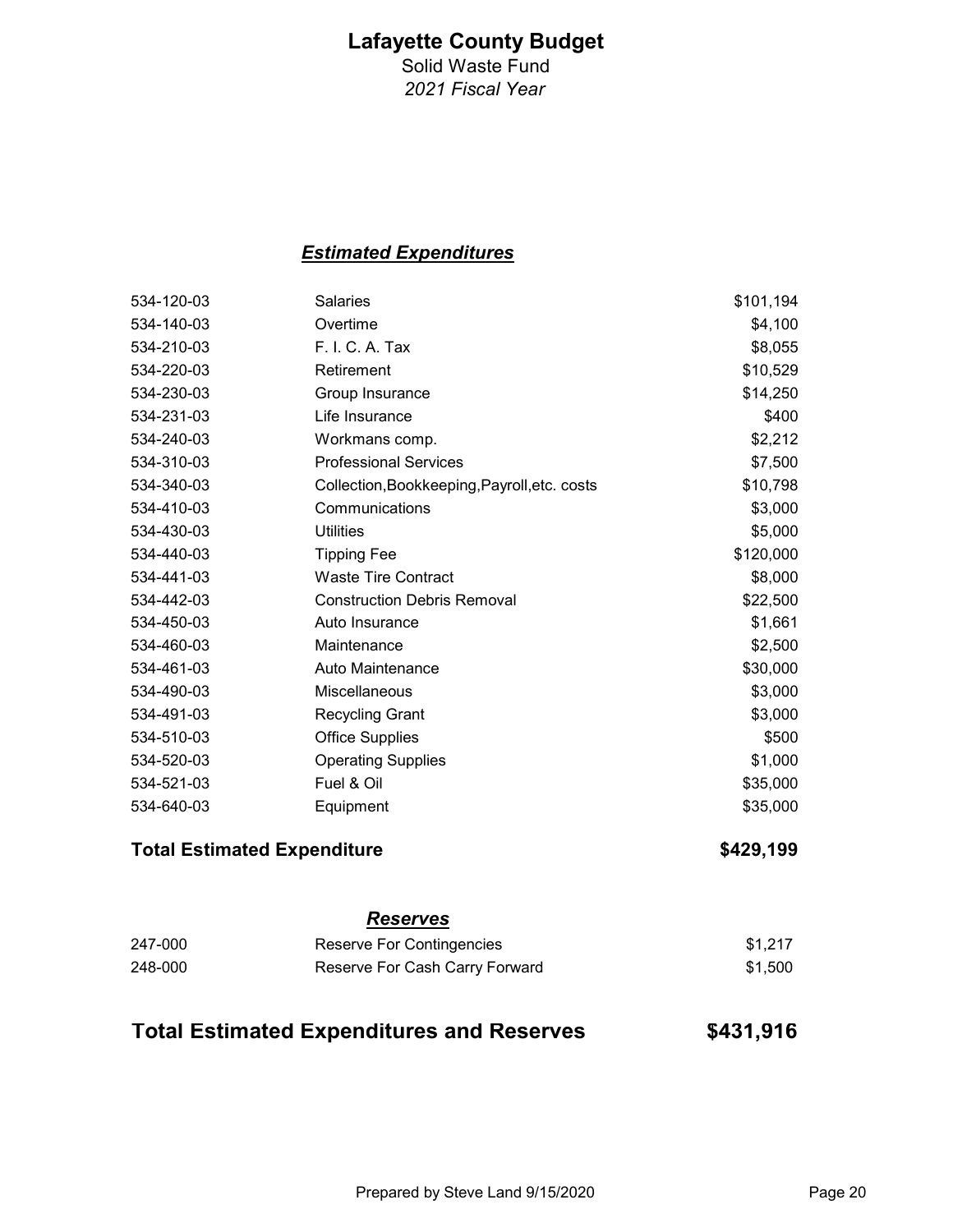# Lafayette County Budget

Solid Waste Fund

*2021 Fiscal Year*

## ***Estimated Expenditures***

| | | |
|---|---|---|
| 534-120-03 | Salaries | $101,194 |
| 534-140-03 | Overtime | $4,100 |
| 534-210-03 | F. I. C. A. Tax | $8,055 |
| 534-220-03 | Retirement | $10,529 |
| 534-230-03 | Group Insurance | $14,250 |
| 534-231-03 | Life Insurance | $400 |
| 534-240-03 | Workmans comp. | $2,212 |
| 534-310-03 | Professional Services | $7,500 |
| 534-340-03 | Collection,Bookkeeping,Payroll,etc. costs | $10,798 |
| 534-410-03 | Communications | $3,000 |
| 534-430-03 | Utilities | $5,000 |
| 534-440-03 | Tipping Fee | $120,000 |
| 534-441-03 | Waste Tire Contract | $8,000 |
| 534-442-03 | Construction Debris Removal | $22,500 |
| 534-450-03 | Auto Insurance | $1,661 |
| 534-460-03 | Maintenance | $2,500 |
| 534-461-03 | Auto Maintenance | $30,000 |
| 534-490-03 | Miscellaneous | $3,000 |
| 534-491-03 | Recycling Grant | $3,000 |
| 534-510-03 | Office Supplies | $500 |
| 534-520-03 | Operating Supplies | $1,000 |
| 534-521-03 | Fuel & Oil | $35,000 |
| 534-640-03 | Equipment | $35,000 |

**Total Estimated Expenditure** **$429,199**

## ***Reserves***

| | | |
|---|---|---|
| 247-000 | Reserve For Contingencies | $1,217 |
| 248-000 | Reserve For Cash Carry Forward | $1,500 |

**Total Estimated Expenditures and Reserves** **$431,916**

Prepared by Steve Land 9/15/2020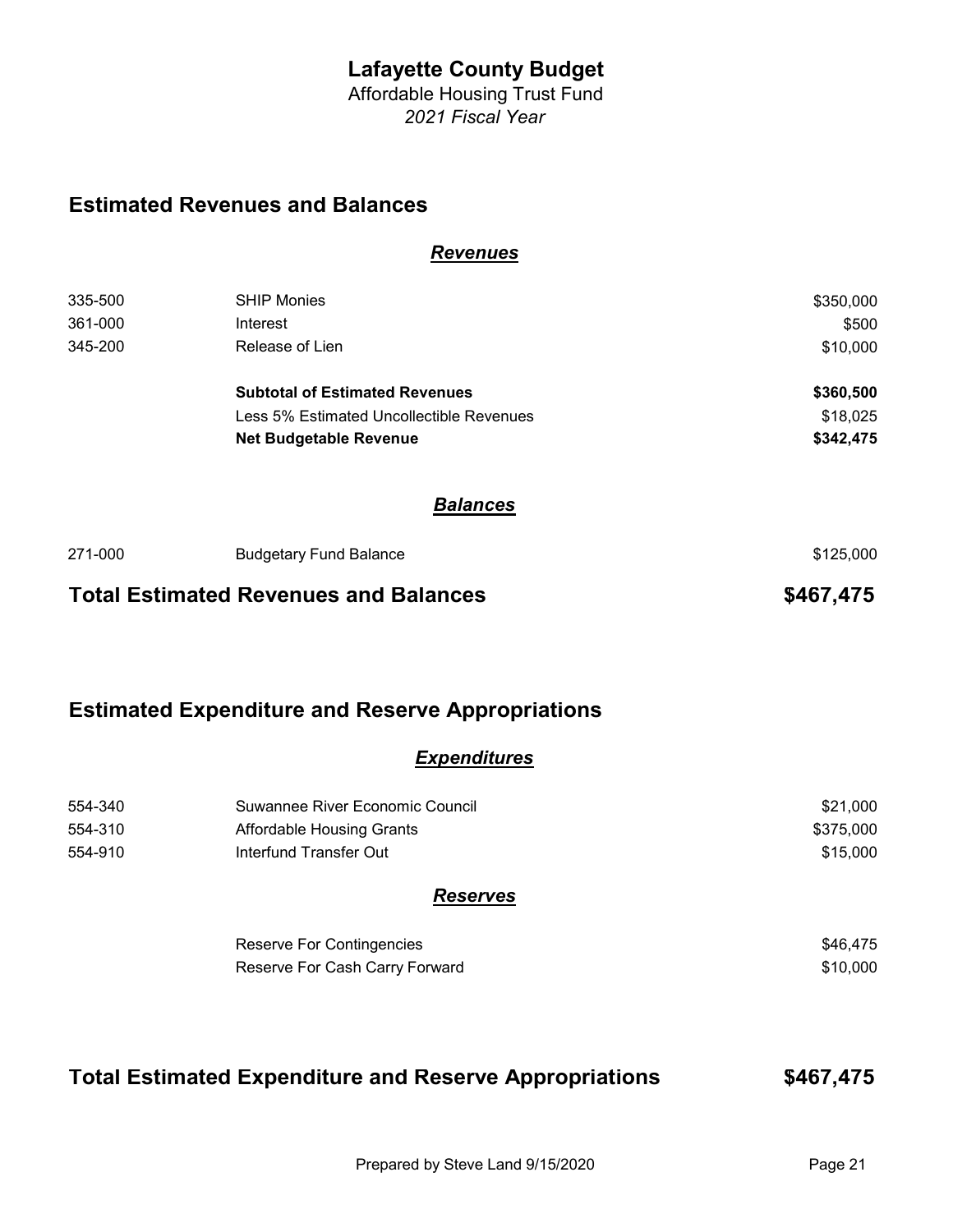# Lafayette County Budget

Affordable Housing Trust Fund

*2021 Fiscal Year*

## Estimated Revenues and Balances

### ***Revenues***

| | | |
|---|---|---|
| 335-500 | SHIP Monies | $350,000 |
| 361-000 | Interest | $500 |
| 345-200 | Release of Lien | $10,000 |
| | **Subtotal of Estimated Revenues** | **$360,500** |
| | Less 5% Estimated Uncollectible Revenues | $18,025 |
| | **Net Budgetable Revenue** | **$342,475** |

### ***Balances***

| | | |
|---|---|---|
| 271-000 | Budgetary Fund Balance | $125,000 |

**Total Estimated Revenues and Balances** **$467,475**

## Estimated Expenditure and Reserve Appropriations

### ***Expenditures***

| | | |
|---|---|---|
| 554-340 | Suwannee River Economic Council | $21,000 |
| 554-310 | Affordable Housing Grants | $375,000 |
| 554-910 | Interfund Transfer Out | $15,000 |

### ***Reserves***

| | | |
|---|---|---|
| | Reserve For Contingencies | $46,475 |
| | Reserve For Cash Carry Forward | $10,000 |

**Total Estimated Expenditure and Reserve Appropriations** **$467,475**

Prepared by Steve Land 9/15/2020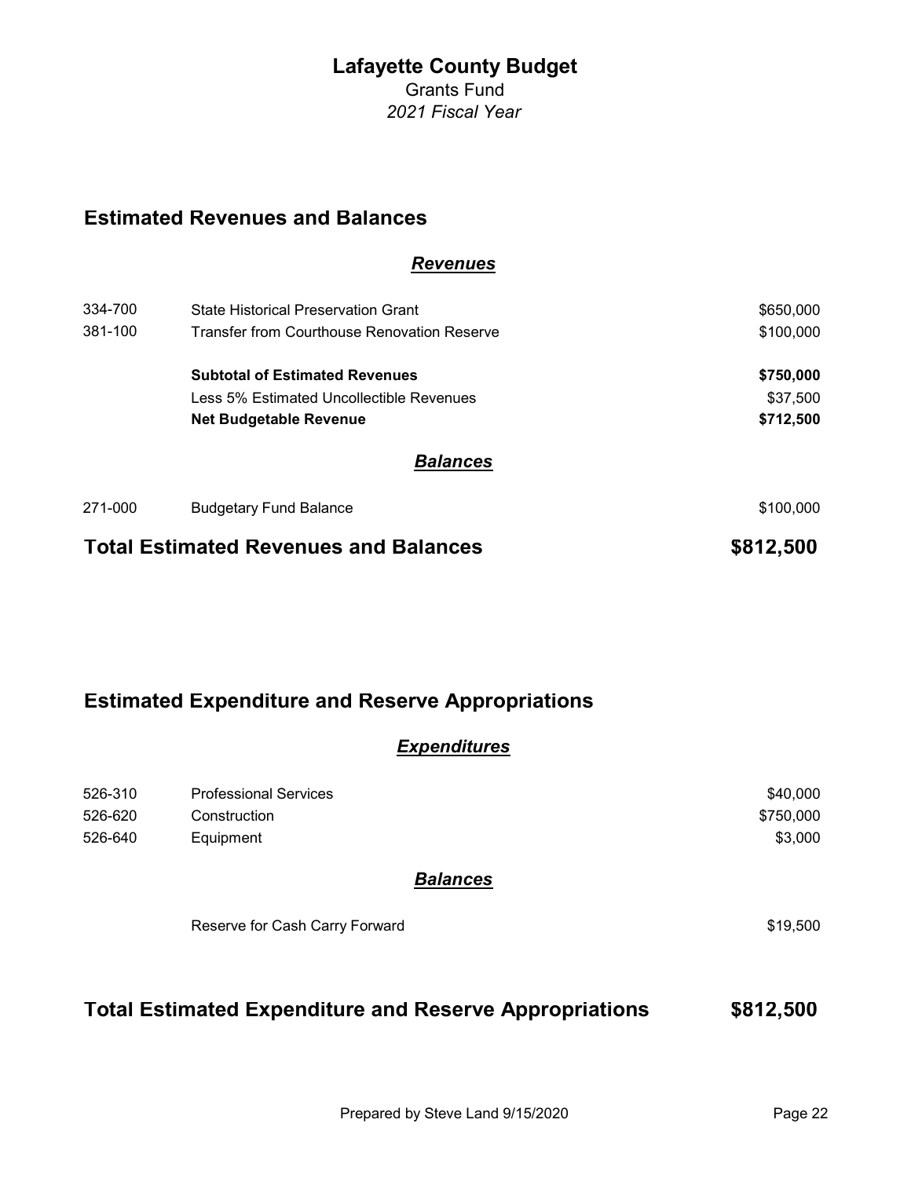# Lafayette County Budget

Grants Fund

*2021 Fiscal Year*

## Estimated Revenues and Balances

### ***Revenues***

| | | |
|---|---|---|
| 334-700 | State Historical Preservation Grant | $650,000 |
| 381-100 | Transfer from Courthouse Renovation Reserve | $100,000 |
| | **Subtotal of Estimated Revenues** | **$750,000** |
| | Less 5% Estimated Uncollectible Revenues | $37,500 |
| | **Net Budgetable Revenue** | **$712,500** |

### ***Balances***

| | | |
|---|---|---|
| 271-000 | Budgetary Fund Balance | $100,000 |

## Total Estimated Revenues and Balances — $812,500

## Estimated Expenditure and Reserve Appropriations

### ***Expenditures***

| | | |
|---|---|---|
| 526-310 | Professional Services | $40,000 |
| 526-620 | Construction | $750,000 |
| 526-640 | Equipment | $3,000 |

### ***Balances***

| | | |
|---|---|---|
| | Reserve for Cash Carry Forward | $19,500 |

## Total Estimated Expenditure and Reserve Appropriations — $812,500

Prepared by Steve Land 9/15/2020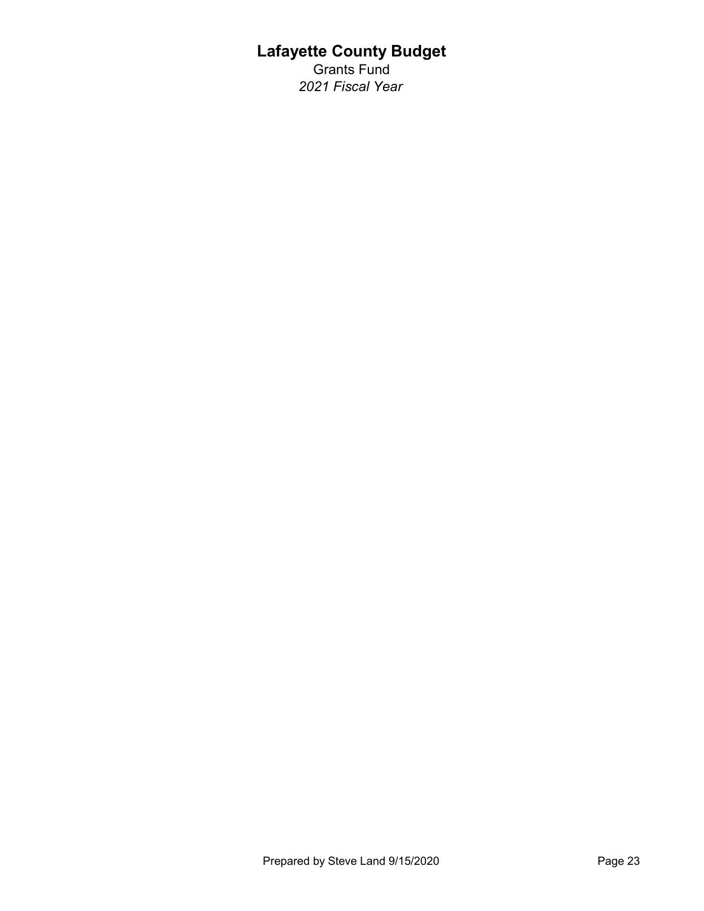# Lafayette County Budget

Grants Fund

*2021 Fiscal Year*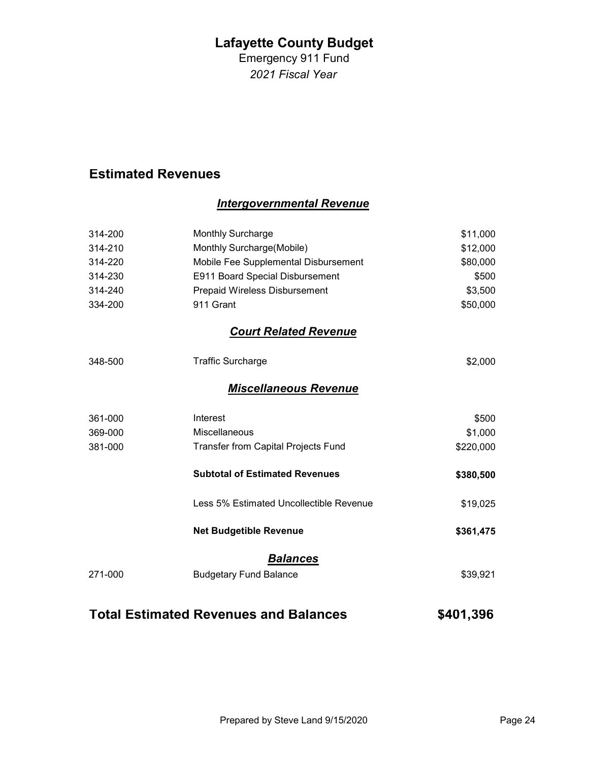# Lafayette County Budget

Emergency 911 Fund

*2021 Fiscal Year*

## Estimated Revenues

### ***Intergovernmental Revenue***

| | | |
|---|---|---|
| 314-200 | Monthly Surcharge | $11,000 |
| 314-210 | Monthly Surcharge(Mobile) | $12,000 |
| 314-220 | Mobile Fee Supplemental Disbursement | $80,000 |
| 314-230 | E911 Board Special Disbursement | $500 |
| 314-240 | Prepaid Wireless Disbursement | $3,500 |
| 334-200 | 911 Grant | $50,000 |

### ***Court Related Revenue***

| | | |
|---|---|---|
| 348-500 | Traffic Surcharge | $2,000 |

### ***Miscellaneous Revenue***

| | | |
|---|---|---|
| 361-000 | Interest | $500 |
| 369-000 | Miscellaneous | $1,000 |
| 381-000 | Transfer from Capital Projects Fund | $220,000 |
| | **Subtotal of Estimated Revenues** | **$380,500** |
| | Less 5% Estimated Uncollectible Revenue | $19,025 |
| | **Net Budgetible Revenue** | **$361,475** |

### ***Balances***

| | | |
|---|---|---|
| 271-000 | Budgetary Fund Balance | $39,921 |

## Total Estimated Revenues and Balances $401,396

Prepared by Steve Land 9/15/2020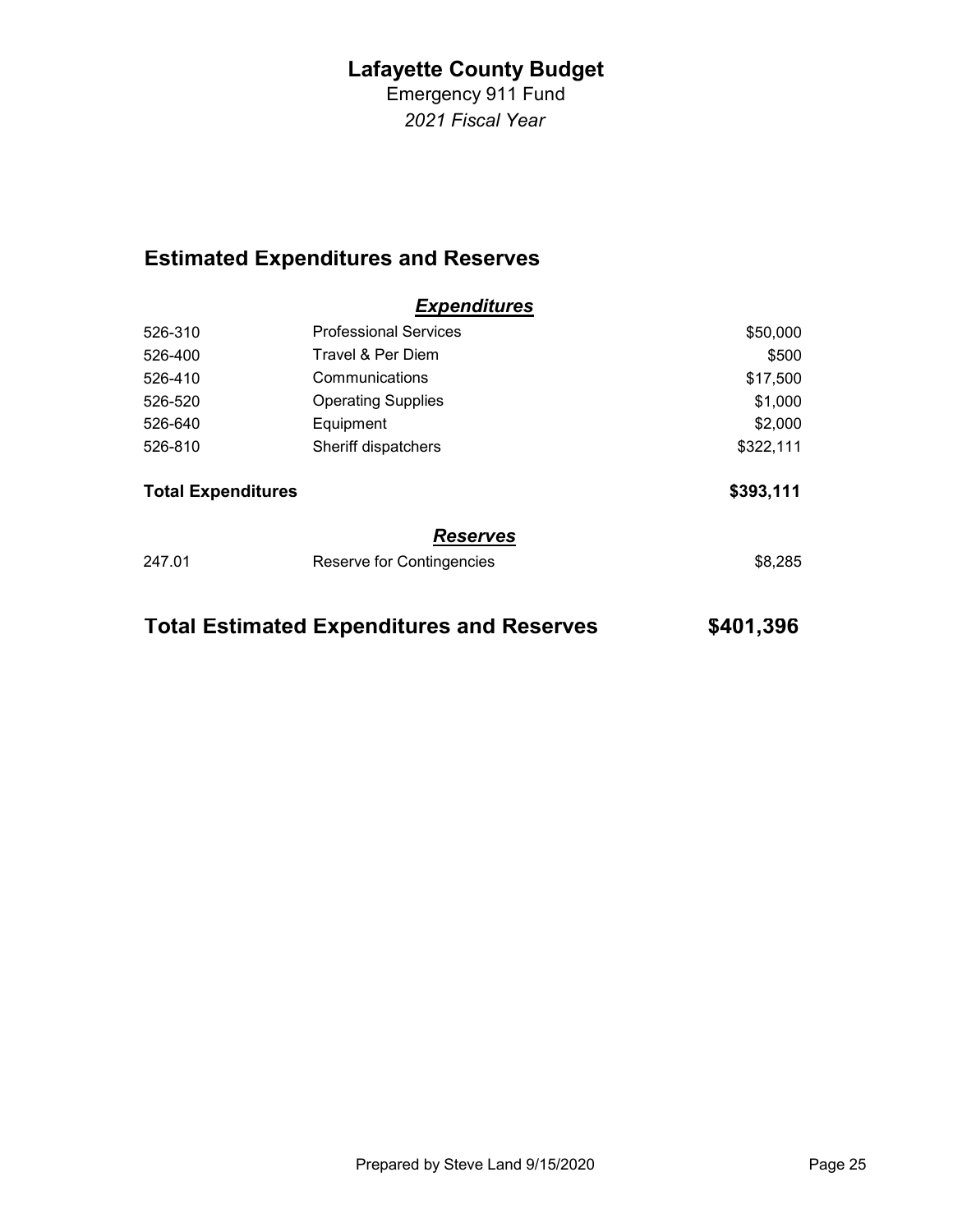# Lafayette County Budget

Emergency 911 Fund

*2021 Fiscal Year*

## Estimated Expenditures and Reserves

| | ***Expenditures*** | |
|---|---|---|
| 526-310 | Professional Services | $50,000 |
| 526-400 | Travel & Per Diem | $500 |
| 526-410 | Communications | $17,500 |
| 526-520 | Operating Supplies | $1,000 |
| 526-640 | Equipment | $2,000 |
| 526-810 | Sheriff dispatchers | $322,111 |
| **Total Expenditures** | | **$393,111** |
| | ***Reserves*** | |
| 247.01 | Reserve for Contingencies | $8,285 |

## Total Estimated Expenditures and Reserves $401,396

Prepared by Steve Land 9/15/2020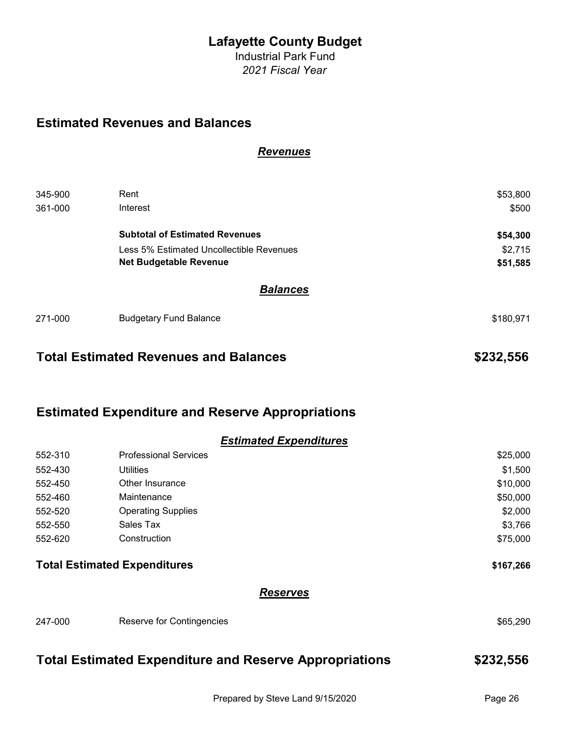# Lafayette County Budget

Industrial Park Fund

*2021 Fiscal Year*

## Estimated Revenues and Balances

### *Revenues*

| | | |
|---|---|---|
| 345-900 | Rent | $53,800 |
| 361-000 | Interest | $500 |
| | **Subtotal of Estimated Revenues** | **$54,300** |
| | Less 5% Estimated Uncollectible Revenues | $2,715 |
| | **Net Budgetable Revenue** | **$51,585** |

### *Balances*

| | | |
|---|---|---|
| 271-000 | Budgetary Fund Balance | $180,971 |

## Total Estimated Revenues and Balances $232,556

## Estimated Expenditure and Reserve Appropriations

### *Estimated Expenditures*

| | | |
|---|---|---|
| 552-310 | Professional Services | $25,000 |
| 552-430 | Utilities | $1,500 |
| 552-450 | Other Insurance | $10,000 |
| 552-460 | Maintenance | $50,000 |
| 552-520 | Operating Supplies | $2,000 |
| 552-550 | Sales Tax | $3,766 |
| 552-620 | Construction | $75,000 |

**Total Estimated Expenditures** **$167,266**

### *Reserves*

| | | |
|---|---|---|
| 247-000 | Reserve for Contingencies | $65,290 |

## Total Estimated Expenditure and Reserve Appropriations $232,556

Prepared by Steve Land 9/15/2020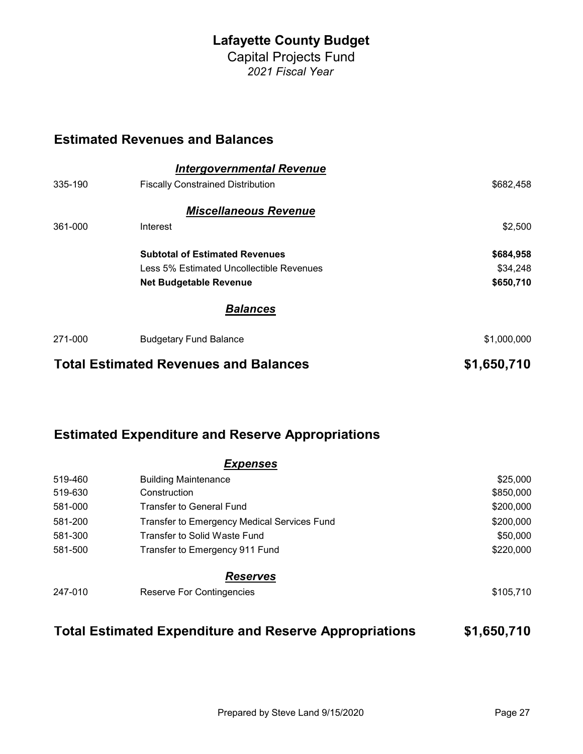# Lafayette County Budget

## Capital Projects Fund

*2021 Fiscal Year*

## Estimated Revenues and Balances

| | | |
|---|---|---|
| | ***Intergovernmental Revenue*** | |
| 335-190 | Fiscally Constrained Distribution | $682,458 |
| | ***Miscellaneous Revenue*** | |
| 361-000 | Interest | $2,500 |
| | **Subtotal of Estimated Revenues** | **$684,958** |
| | Less 5% Estimated Uncollectible Revenues | $34,248 |
| | **Net Budgetable Revenue** | **$650,710** |
| | ***Balances*** | |
| 271-000 | Budgetary Fund Balance | $1,000,000 |
| | **Total Estimated Revenues and Balances** | **$1,650,710** |

## Estimated Expenditure and Reserve Appropriations

| | | |
|---|---|---|
| | ***Expenses*** | |
| 519-460 | Building Maintenance | $25,000 |
| 519-630 | Construction | $850,000 |
| 581-000 | Transfer to General Fund | $200,000 |
| 581-200 | Transfer to Emergency Medical Services Fund | $200,000 |
| 581-300 | Transfer to Solid Waste Fund | $50,000 |
| 581-500 | Transfer to Emergency 911 Fund | $220,000 |
| | ***Reserves*** | |
| 247-010 | Reserve For Contingencies | $105,710 |
| | **Total Estimated Expenditure and Reserve Appropriations** | **$1,650,710** |

Prepared by Steve Land 9/15/2020